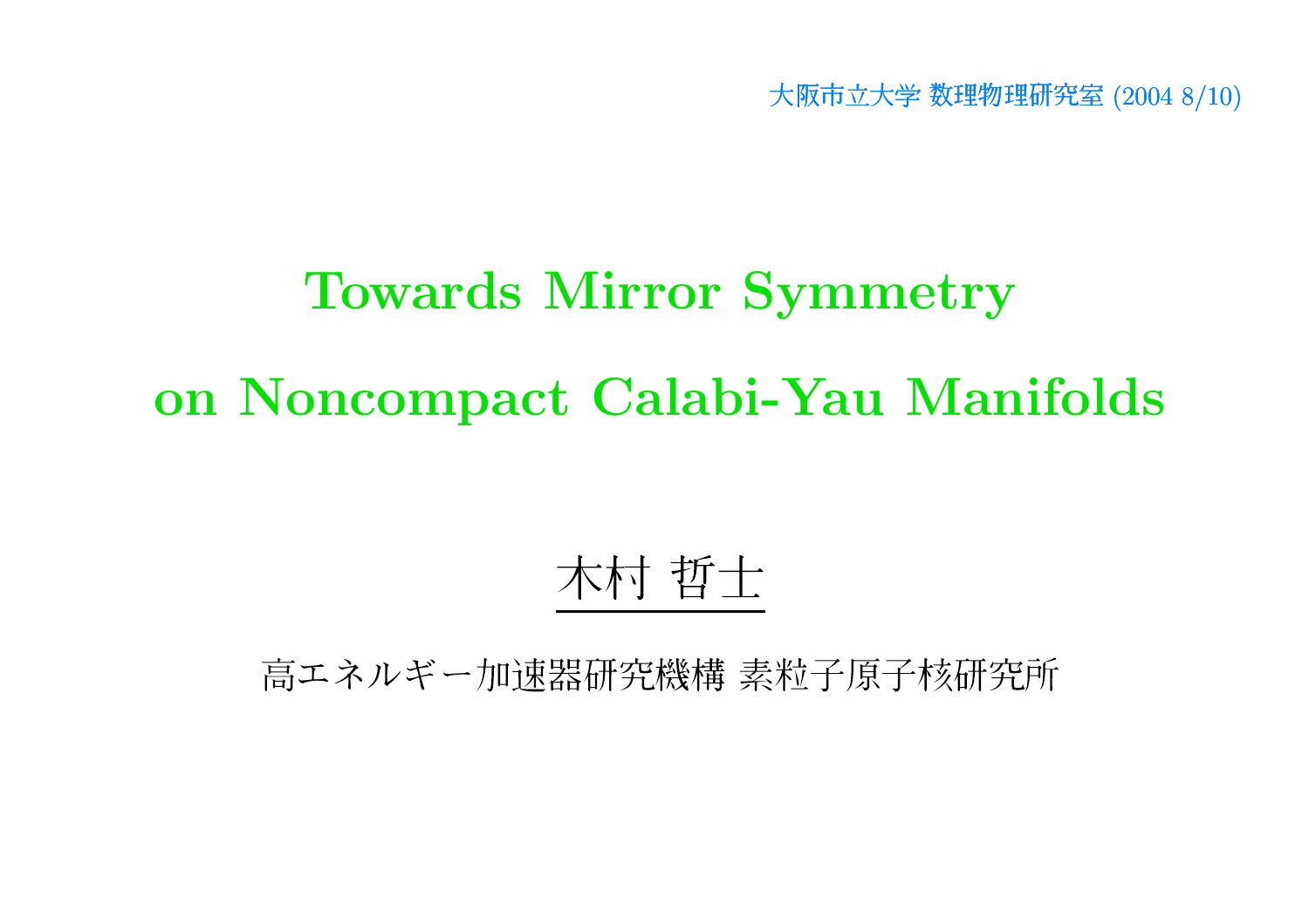大阪市立大学 数理物理研究室 (2004 8/10)

# Towards Mirror Symmetry on Noncompact Calabi-Yau Manifolds

木村 哲士

高エネルギー加速器研究機構 素粒子原子核研究所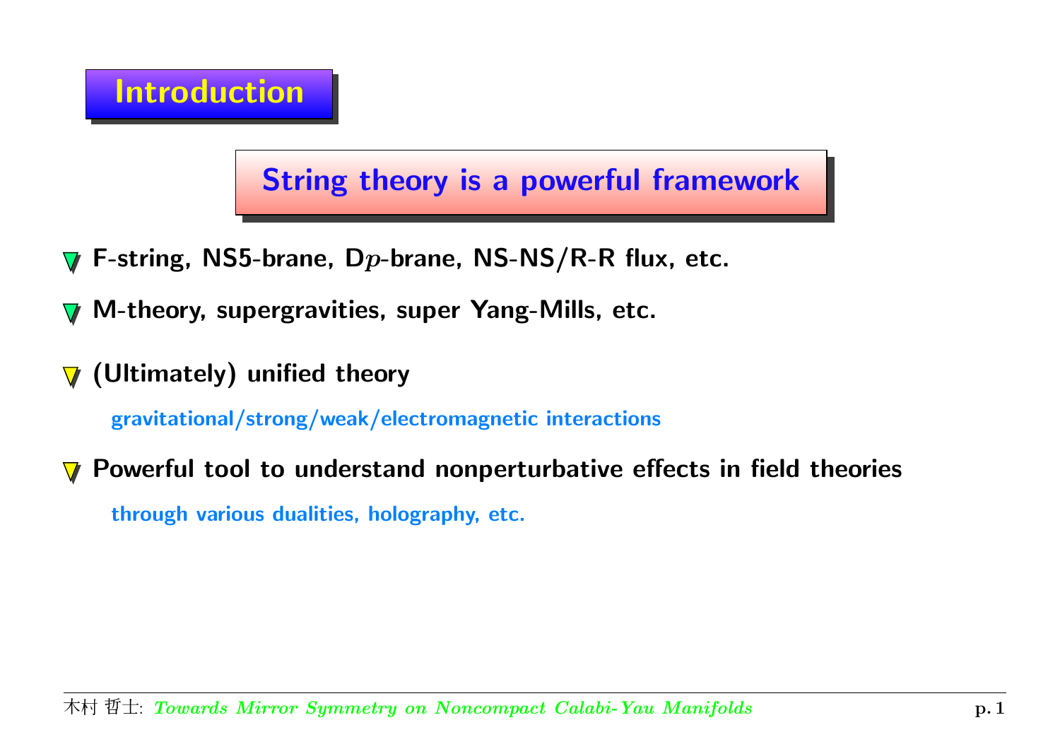# Introduction

## String theory is a powerful framework

- F-string, NS5-brane, D$p$-brane, NS-NS/R-R flux, etc.
- M-theory, supergravities, super Yang-Mills, etc.
- (Ultimately) unified theory

  gravitational/strong/weak/electromagnetic interactions

- Powerful tool to understand nonperturbative effects in field theories

  through various dualities, holography, etc.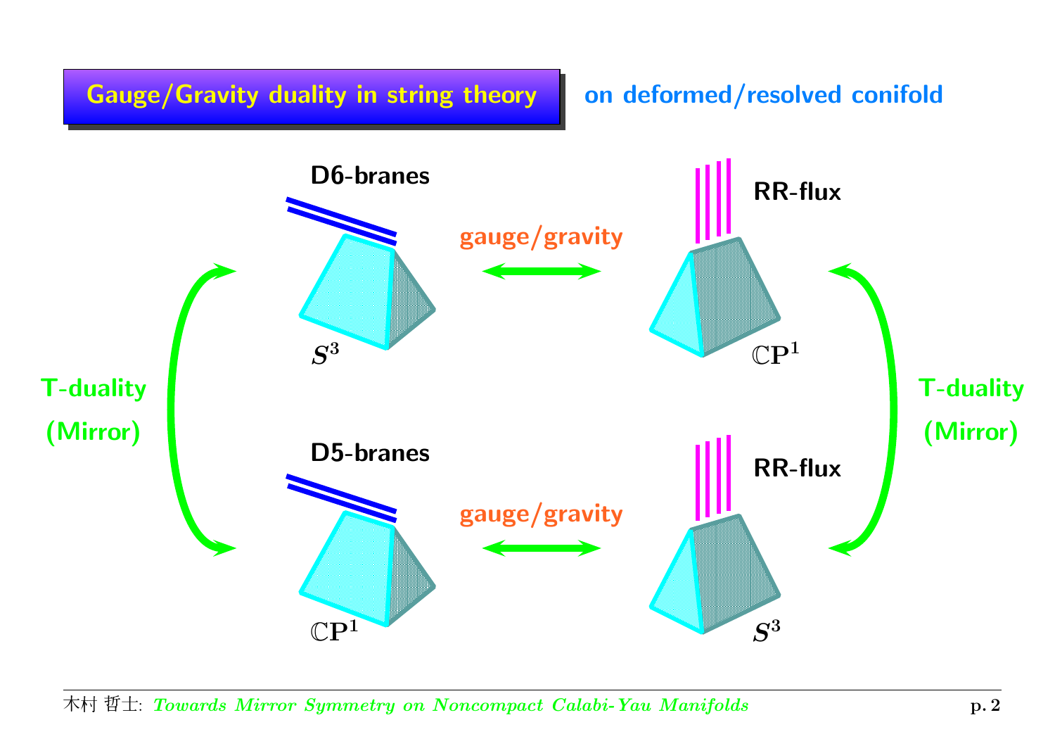# Gauge/Gravity duality in string theory

**on deformed/resolved conifold**

D6-branes

gauge/gravity

RR-flux

$S^3$

$\mathbb{C}\mathbf{P}^1$

T-duality (Mirror)

T-duality (Mirror)

D5-branes

gauge/gravity

RR-flux

$\mathbb{C}\mathbf{P}^1$

$S^3$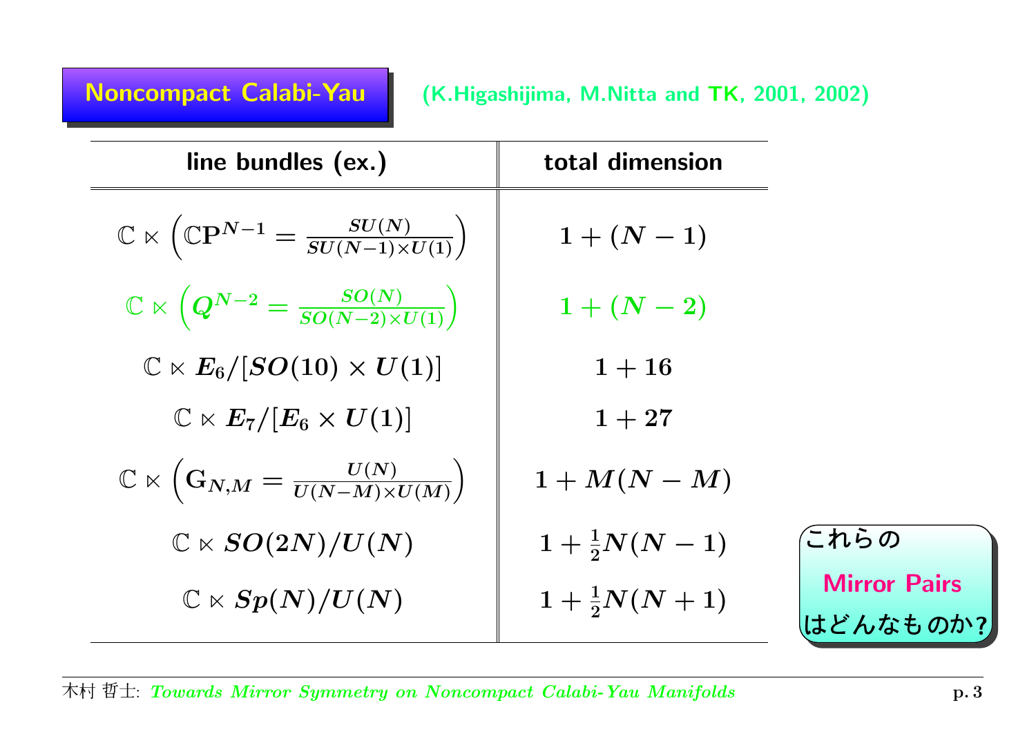## Noncompact Calabi-Yau

(K.Higashijima, M.Nitta and TK, 2001, 2002)

| line bundles (ex.) | total dimension |
|---|---|
| $\mathbb{C} \ltimes \left(\mathbb{C}\mathbf{P}^{N-1} = \frac{SU(N)}{SU(N-1)\times U(1)}\right)$ | $1 + (N-1)$ |
| $\mathbb{C} \ltimes \left(Q^{N-2} = \frac{SO(N)}{SO(N-2)\times U(1)}\right)$ | $1 + (N-2)$ |
| $\mathbb{C} \ltimes E_6/[SO(10) \times U(1)]$ | $1 + 16$ |
| $\mathbb{C} \ltimes E_7/[E_6 \times U(1)]$ | $1 + 27$ |
| $\mathbb{C} \ltimes \left(\mathbf{G}_{N,M} = \frac{U(N)}{U(N-M)\times U(M)}\right)$ | $1 + M(N-M)$ |
| $\mathbb{C} \ltimes SO(2N)/U(N)$ | $1 + \frac{1}{2}N(N-1)$ |
| $\mathbb{C} \ltimes Sp(N)/U(N)$ | $1 + \frac{1}{2}N(N+1)$ |

これらの

**Mirror Pairs**

はどんなものか?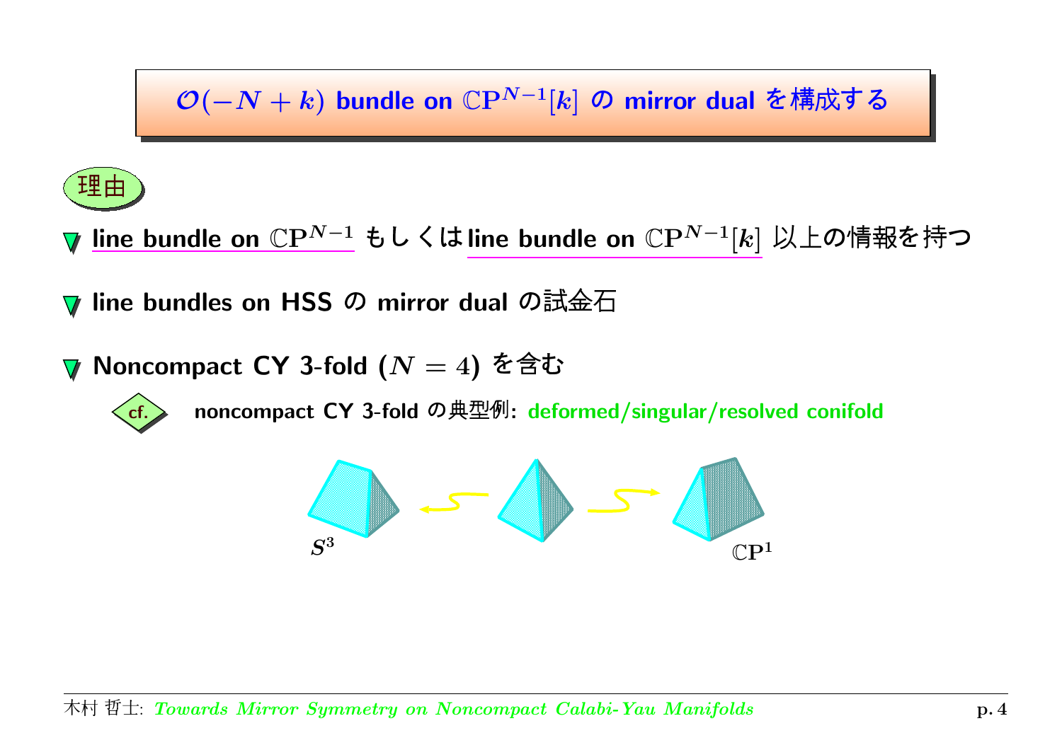# $\mathcal{O}(-N+k)$ bundle on $\mathbb{CP}^{N-1}[k]$ の mirror dual を構成する

**理由**

- line bundle on $\mathbb{CP}^{N-1}$ もしくは line bundle on $\mathbb{CP}^{N-1}[k]$ 以上の情報を持つ
- line bundles on HSS の mirror dual の試金石
- Noncompact CY 3-fold ($N = 4$) を含む
  - cf. noncompact CY 3-fold の典型例: deformed/singular/resolved conifold

$S^3$ $\qquad\qquad\qquad\qquad$ $\mathbb{CP}^1$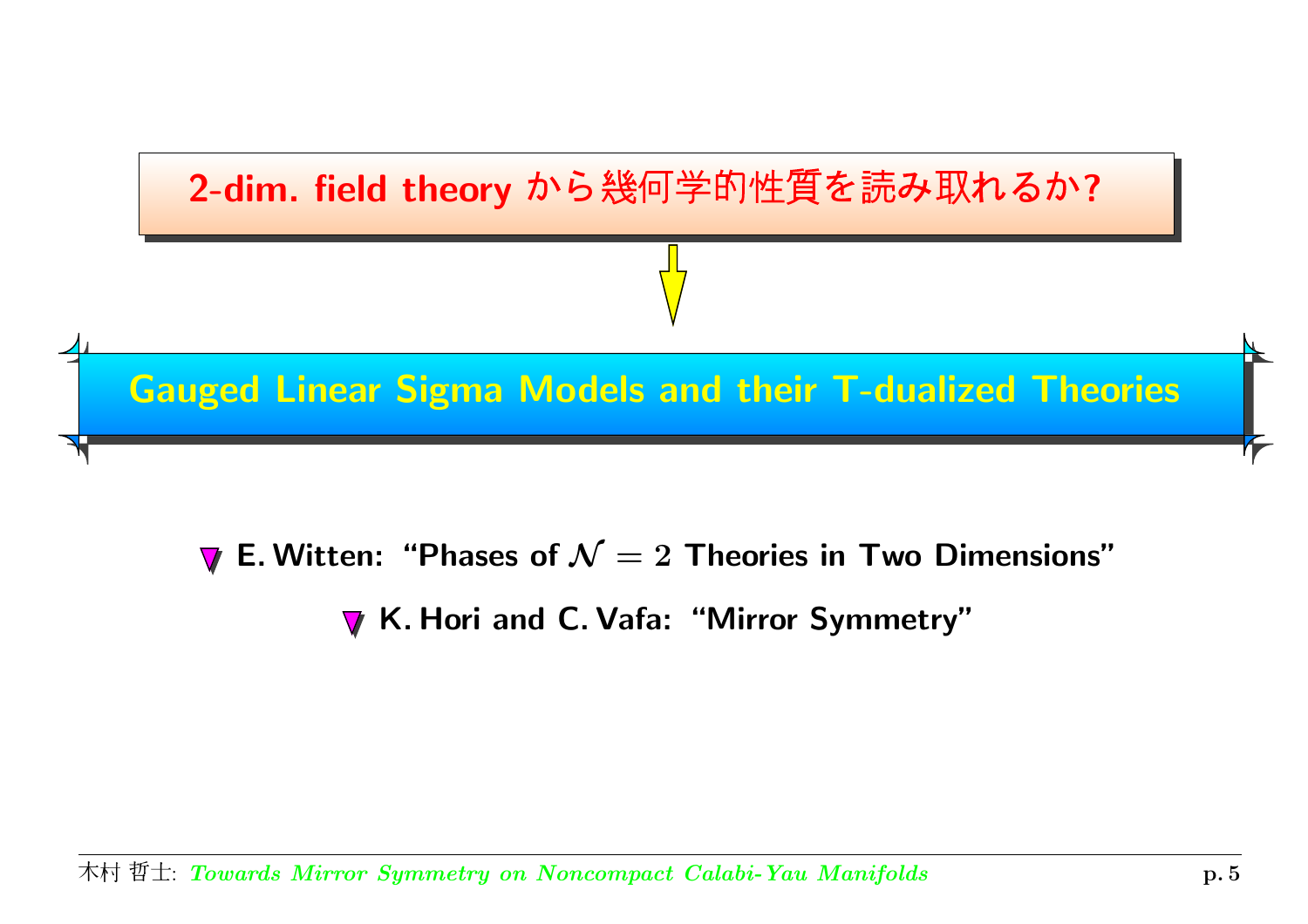**2-dim. field theory から幾何学的性質を読み取れるか?**

↓

## Gauged Linear Sigma Models and their T-dualized Theories

- E. Witten: "Phases of $\mathcal{N} = 2$ Theories in Two Dimensions"
- K. Hori and C. Vafa: "Mirror Symmetry"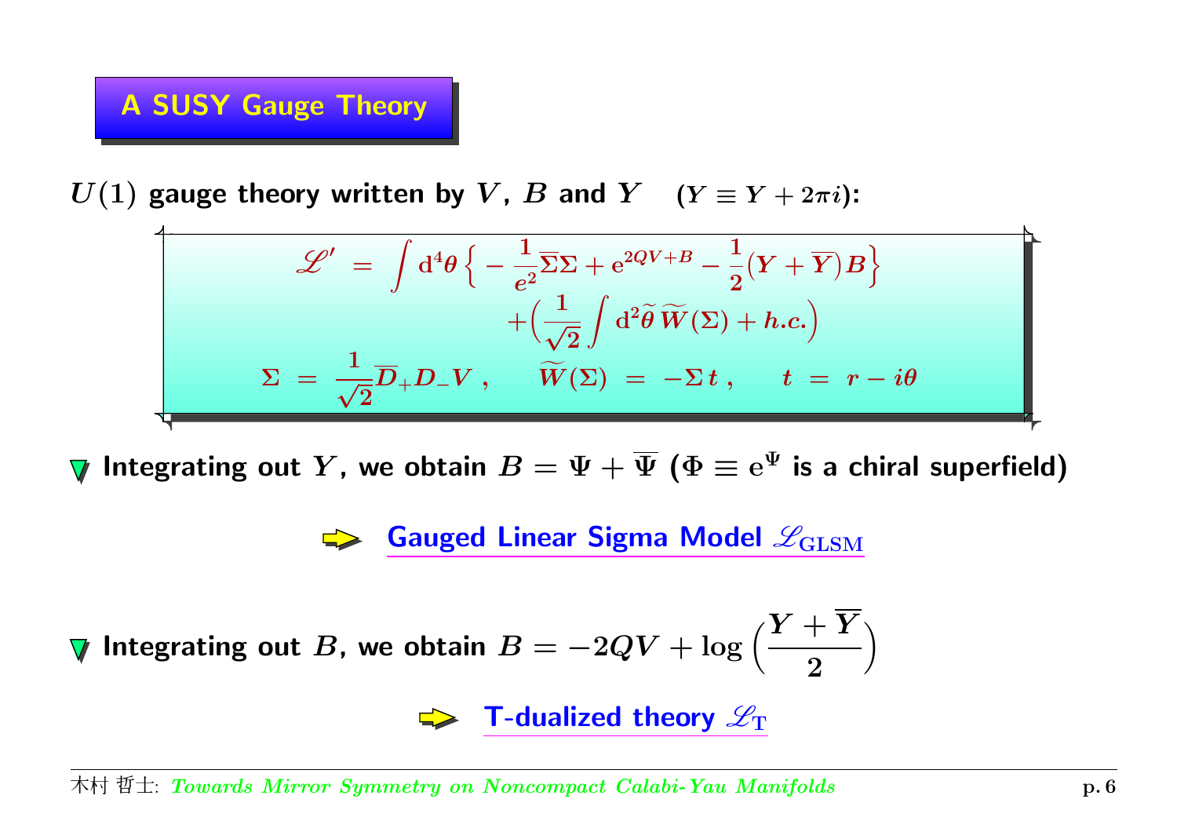## A SUSY Gauge Theory

$U(1)$ **gauge theory written by** $V$**,** $B$ **and** $Y$ $\quad (Y \equiv Y + 2\pi i)$**:**

$$
\begin{aligned}
\mathscr{L}' \ &= \ \int \mathrm{d}^4\theta \Big\{ -\frac{1}{e^2}\overline{\Sigma}\Sigma + \mathrm{e}^{2QV+B} - \frac{1}{2}(Y + \overline{Y})B \Big\} \\
&\qquad\qquad + \Big( \frac{1}{\sqrt{2}} \int \mathrm{d}^2\widetilde{\theta}\, \widetilde{W}(\Sigma) + h.c. \Big) \\
\Sigma \ &= \ \frac{1}{\sqrt{2}}\overline{D}_+ D_- V \ , \qquad \widetilde{W}(\Sigma) \ = \ -\Sigma\, t \ , \qquad t \ = \ r - i\theta
\end{aligned}
$$

- **Integrating out** $Y$**, we obtain** $B = \Psi + \overline{\Psi}$ **(**$\Phi \equiv \mathrm{e}^{\Psi}$ **is a chiral superfield)**

  ➡ **Gauged Linear Sigma Model** $\mathscr{L}_{\mathrm{GLSM}}$

- **Integrating out** $B$**, we obtain** $B = -2QV + \log\Big(\dfrac{Y + \overline{Y}}{2}\Big)$

  ➡ **T-dualized theory** $\mathscr{L}_{\mathrm{T}}$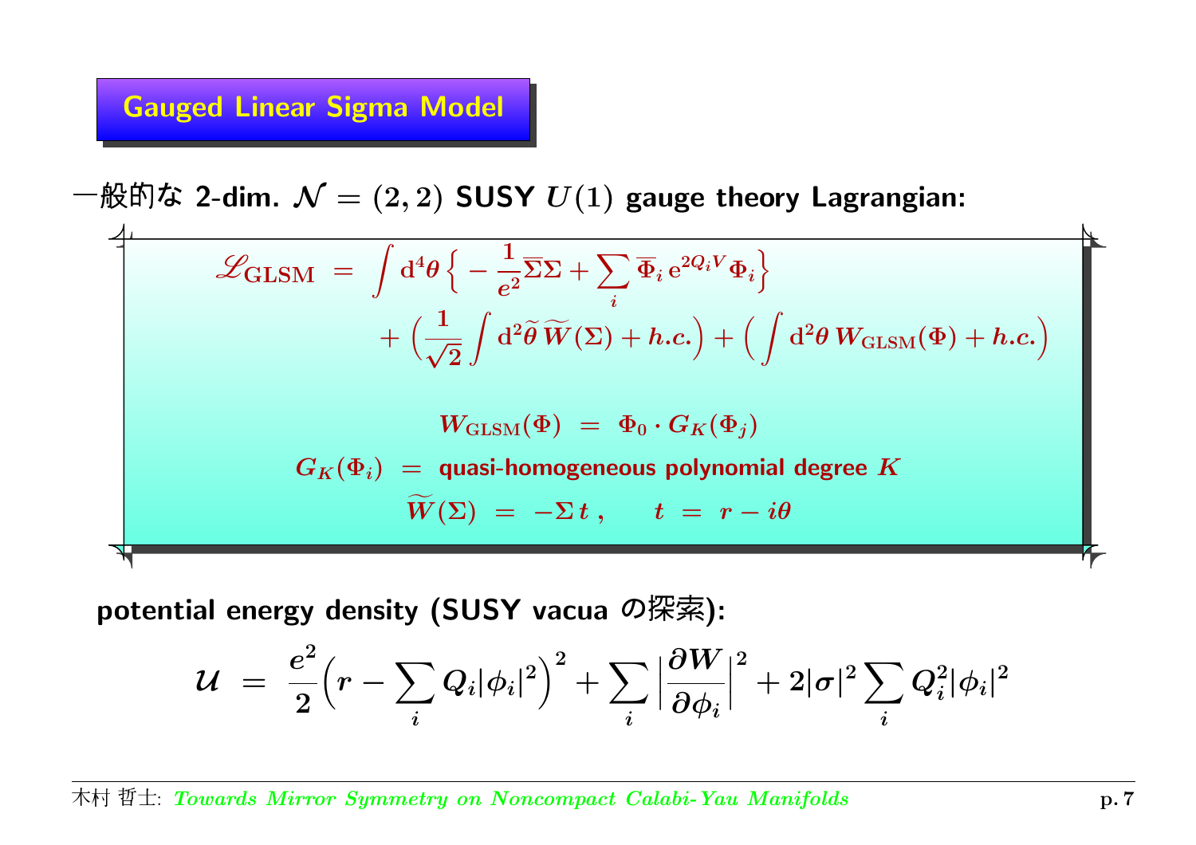## Gauged Linear Sigma Model

一般的な 2-dim. $\mathcal{N} = (2,2)$ SUSY $U(1)$ gauge theory Lagrangian:

$$
\begin{aligned}
\mathscr{L}_{\text{GLSM}} \;=\; & \int \mathrm{d}^4\theta \Big\{ -\frac{1}{e^2}\overline{\Sigma}\Sigma + \sum_i \overline{\Phi}_i\, \mathrm{e}^{2Q_i V} \Phi_i \Big\} \\
& + \Big( \frac{1}{\sqrt{2}} \int \mathrm{d}^2\widetilde{\theta}\, \widetilde{W}(\Sigma) + h.c. \Big) + \Big( \int \mathrm{d}^2\theta\, W_{\text{GLSM}}(\Phi) + h.c. \Big)
\end{aligned}
$$

$$
W_{\text{GLSM}}(\Phi) \;=\; \Phi_0 \cdot G_K(\Phi_j)
$$

$$
G_K(\Phi_i) \;=\; \text{quasi-homogeneous polynomial degree } K
$$

$$
\widetilde{W}(\Sigma) \;=\; -\Sigma\, t\,, \qquad t \;=\; r - i\theta
$$

potential energy density (SUSY vacua の探索):

$$
\mathcal{U} \;=\; \frac{e^2}{2}\Big( r - \sum_i Q_i |\phi_i|^2 \Big)^2 + \sum_i \Big| \frac{\partial W}{\partial \phi_i} \Big|^2 + 2|\sigma|^2 \sum_i Q_i^2 |\phi_i|^2
$$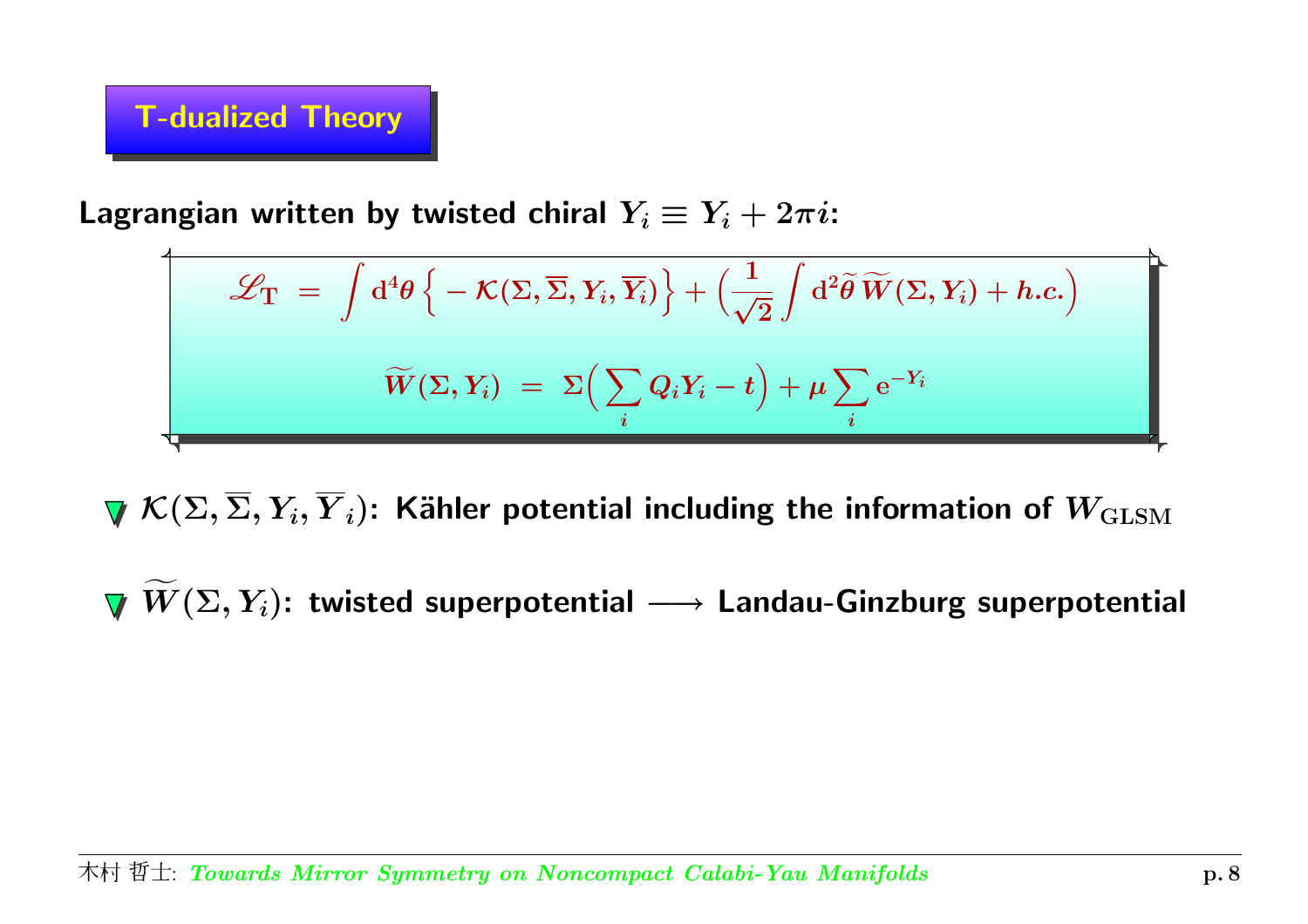## T-dualized Theory

**Lagrangian written by twisted chiral $Y_i \equiv Y_i + 2\pi i$:**

$$
\mathscr{L}_{\mathrm{T}} \;=\; \int \mathrm{d}^4\theta \, \Big\{ -\mathcal{K}(\Sigma, \overline{\Sigma}, Y_i, \overline{Y_i}) \Big\} + \Big( \frac{1}{\sqrt{2}} \int \mathrm{d}^2\widetilde{\theta} \, \widetilde{W}(\Sigma, Y_i) + h.c. \Big)
$$

$$
\widetilde{W}(\Sigma, Y_i) \;=\; \Sigma \Big( \sum_i Q_i Y_i - t \Big) + \mu \sum_i \mathrm{e}^{-Y_i}
$$

- $\mathcal{K}(\Sigma, \overline{\Sigma}, Y_i, \overline{Y}_i)$: **Kähler potential including the information of** $W_{\mathrm{GLSM}}$
- $\widetilde{W}(\Sigma, Y_i)$: **twisted superpotential $\longrightarrow$ Landau-Ginzburg superpotential**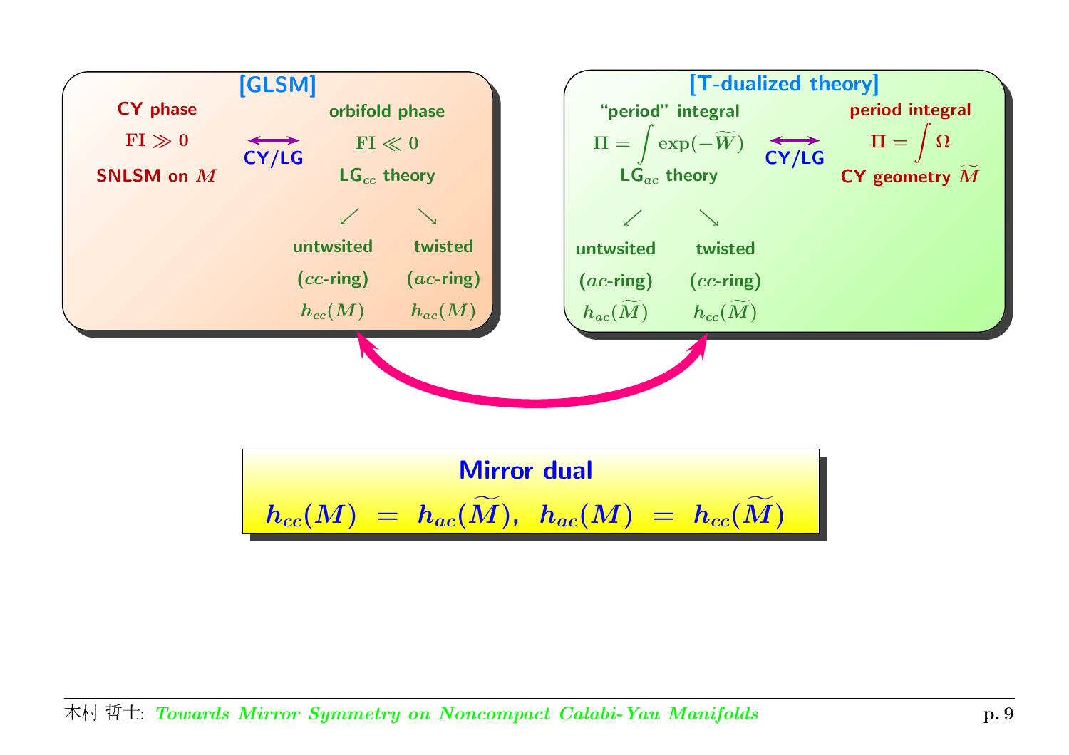## [GLSM]

**CY phase**

$\mathrm{FI} \gg 0$

**SNLSM on $M$**

**CY/LG**

**orbifold phase**

$\mathrm{FI} \ll 0$

**LG$_{cc}$ theory**

$\swarrow$ $\searrow$

| untwsited | twisted |
|---|---|
| ($cc$-ring) | ($ac$-ring) |
| $h_{cc}(M)$ | $h_{ac}(M)$ |

## [T-dualized theory]

**"period" integral**

$\Pi = \int \exp(-\widetilde{W})$

**LG$_{ac}$ theory**

**CY/LG**

**period integral**

$\Pi = \int \Omega$

**CY geometry $\widetilde{M}$**

$\swarrow$ $\searrow$

| untwsited | twisted |
|---|---|
| ($ac$-ring) | ($cc$-ring) |
| $h_{ac}(\widetilde{M})$ | $h_{cc}(\widetilde{M})$ |

## Mirror dual

$$h_{cc}(M) = h_{ac}(\widetilde{M}), \quad h_{ac}(M) = h_{cc}(\widetilde{M})$$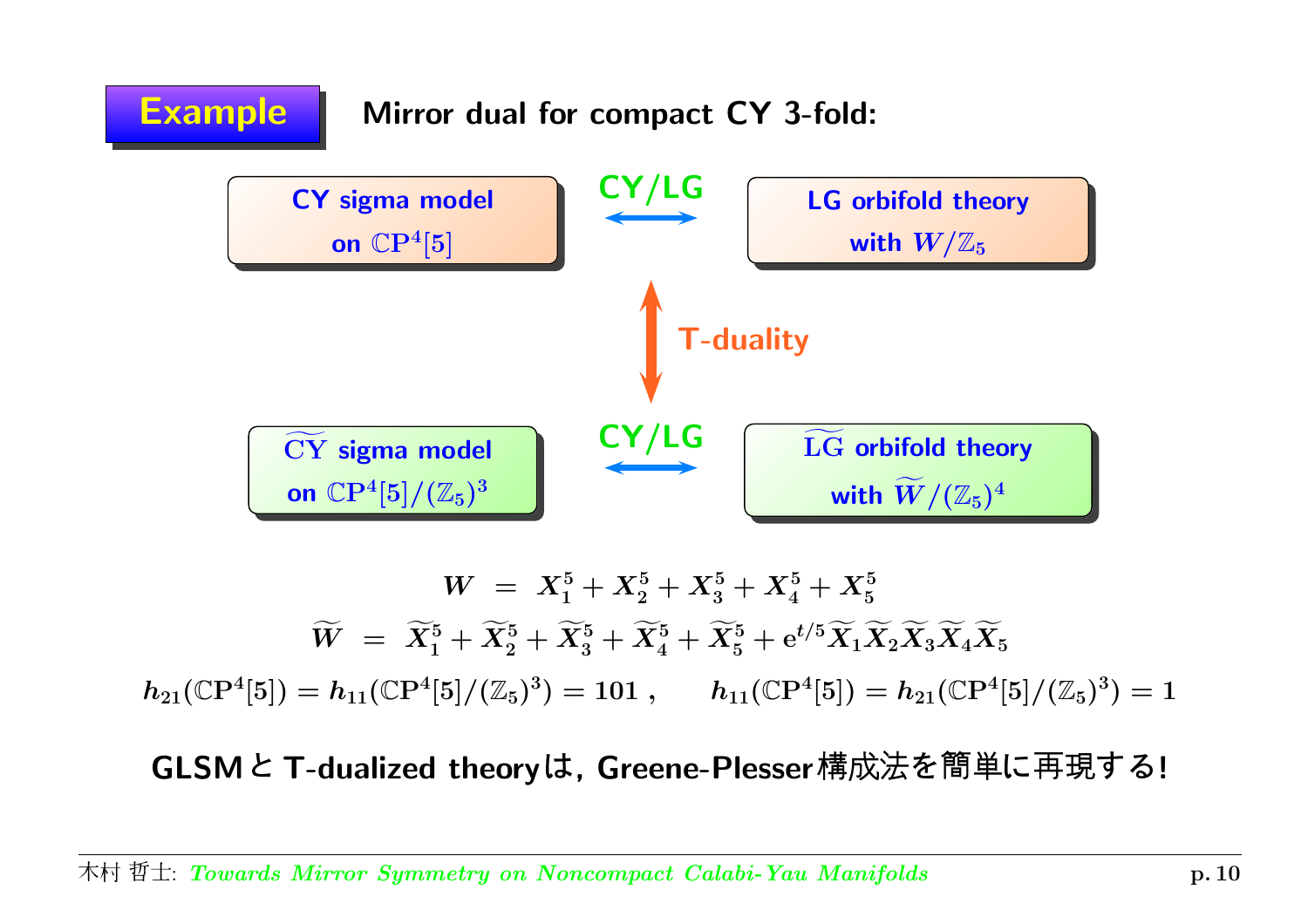**Example** Mirror dual for compact CY 3-fold:

**CY sigma model on $\mathbb{CP}^4[5]$** $\xleftrightarrow{\text{CY/LG}}$ **LG orbifold theory with $W/\mathbb{Z}_5$**

$\updownarrow$ **T-duality**

**$\widetilde{\text{CY}}$ sigma model on $\mathbb{CP}^4[5]/(\mathbb{Z}_5)^3$** $\xleftrightarrow{\text{CY/LG}}$ **$\widetilde{\text{LG}}$ orbifold theory with $\widetilde{W}/(\mathbb{Z}_5)^4$**

$$W \;=\; X_1^5 + X_2^5 + X_3^5 + X_4^5 + X_5^5$$

$$\widetilde{W} \;=\; \widetilde{X}_1^5 + \widetilde{X}_2^5 + \widetilde{X}_3^5 + \widetilde{X}_4^5 + \widetilde{X}_5^5 + \mathrm{e}^{t/5}\widetilde{X}_1\widetilde{X}_2\widetilde{X}_3\widetilde{X}_4\widetilde{X}_5$$

$$h_{21}(\mathbb{CP}^4[5]) = h_{11}(\mathbb{CP}^4[5]/(\mathbb{Z}_5)^3) = 101 \;, \qquad h_{11}(\mathbb{CP}^4[5]) = h_{21}(\mathbb{CP}^4[5]/(\mathbb{Z}_5)^3) = 1$$

**GLSMとT-dualized theoryは, Greene-Plesser構成法を簡単に再現する!**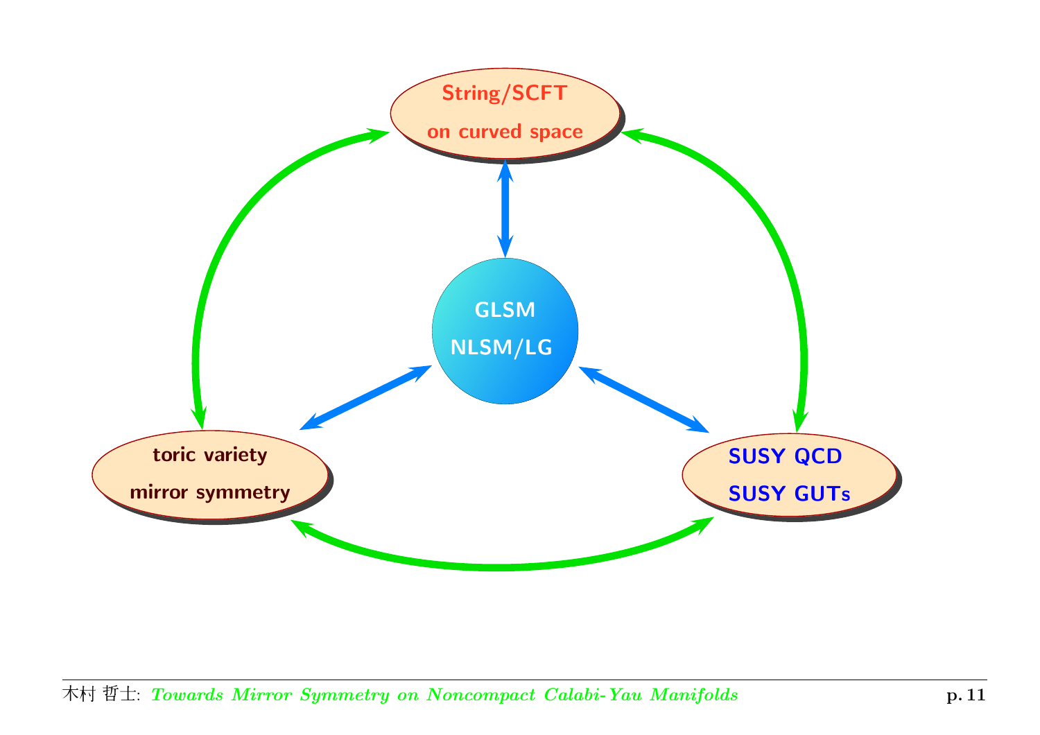String/SCFT
on curved space

GLSM
NLSM/LG

toric variety
mirror symmetry

SUSY QCD
SUSY GUTs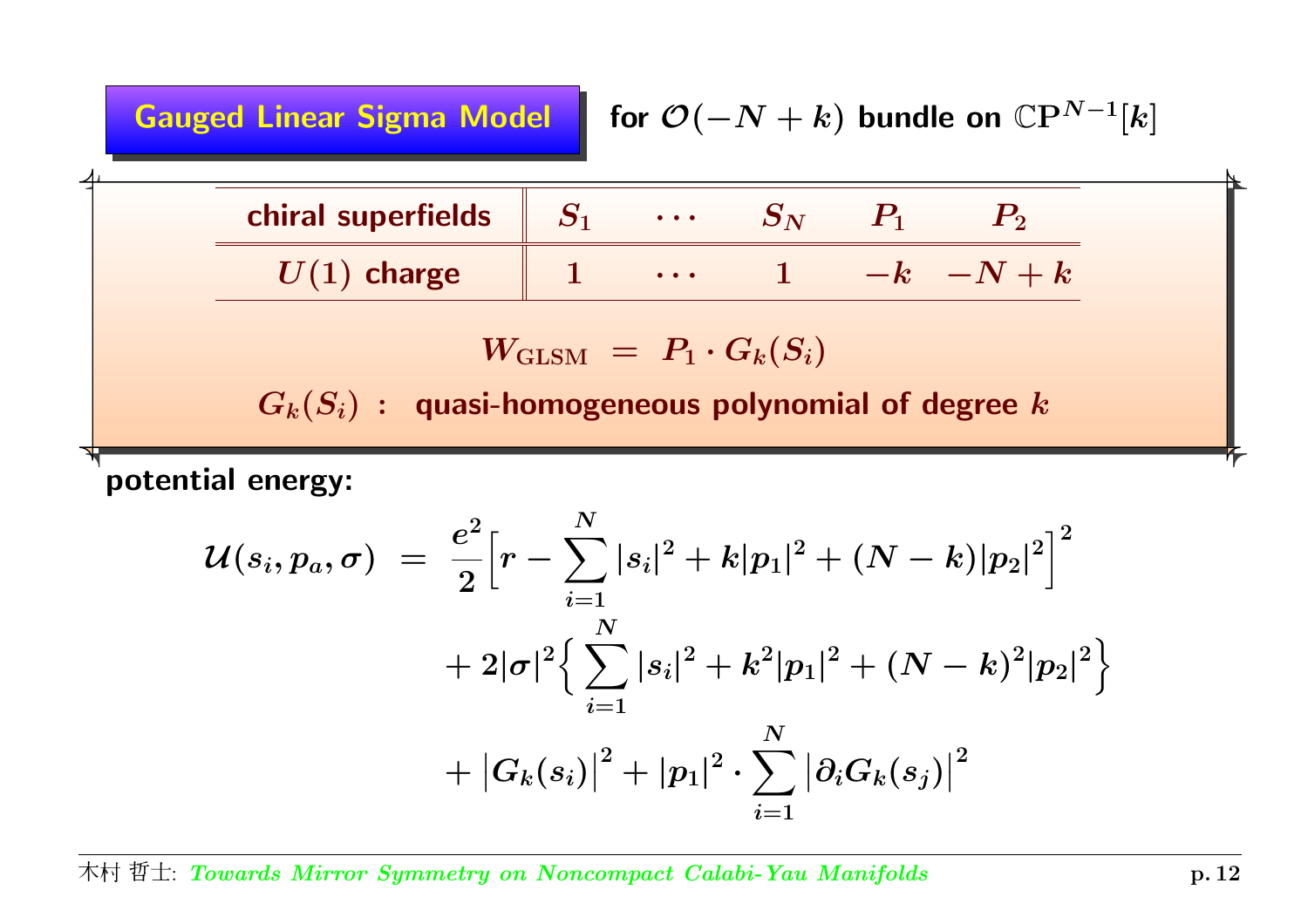## Gauged Linear Sigma Model for $\mathcal{O}(-N+k)$ bundle on $\mathbb{CP}^{N-1}[k]$

| chiral superfields | $S_1$ | $\cdots$ | $S_N$ | $P_1$ | $P_2$ |
|---|---|---|---|---|---|
| $U(1)$ charge | $1$ | $\cdots$ | $1$ | $-k$ | $-N+k$ |

$$W_{\text{GLSM}} \ = \ P_1 \cdot G_k(S_i)$$

$G_k(S_i)$ : quasi-homogeneous polynomial of degree $k$

**potential energy:**

$$\begin{aligned}
\mathcal{U}(s_i, p_a, \sigma) \ &= \ \frac{e^2}{2}\Big[r - \sum_{i=1}^{N} |s_i|^2 + k|p_1|^2 + (N-k)|p_2|^2\Big]^2 \\
&\quad + 2|\sigma|^2 \Big\{ \sum_{i=1}^{N} |s_i|^2 + k^2 |p_1|^2 + (N-k)^2 |p_2|^2 \Big\} \\
&\quad + \big|G_k(s_i)\big|^2 + |p_1|^2 \cdot \sum_{i=1}^{N} \big|\partial_i G_k(s_j)\big|^2
\end{aligned}$$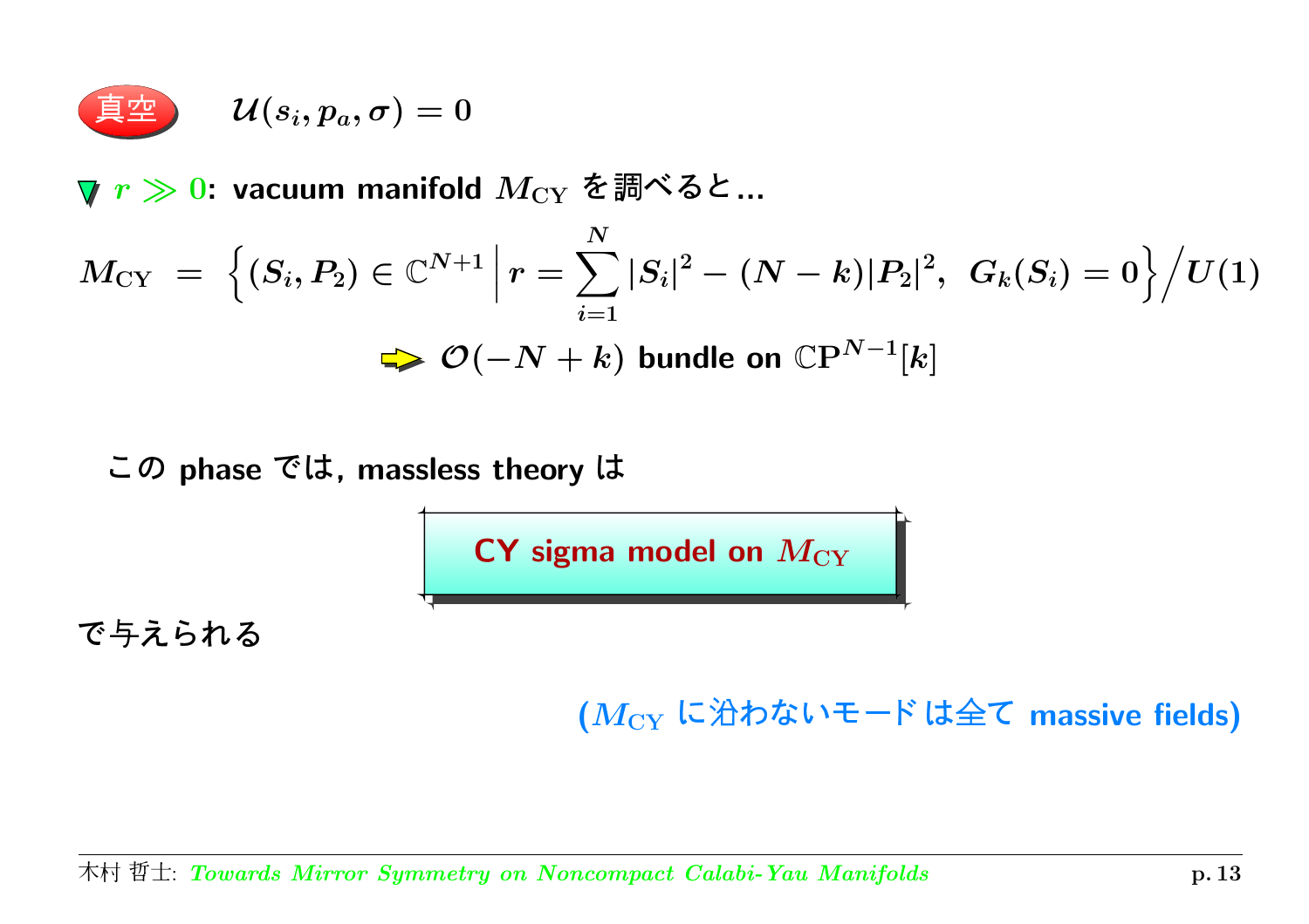**真空** $\mathcal{U}(s_i, p_a, \sigma) = 0$

▼ $r \gg 0$: vacuum manifold $M_{\rm CY}$ を調べると...

$$M_{\rm CY} \ = \ \Big\{ (S_i, P_2) \in \mathbb{C}^{N+1} \, \Big| \, r = \sum_{i=1}^{N} |S_i|^2 - (N-k)|P_2|^2 , \ \ G_k(S_i) = 0 \Big\} \Big/ U(1)$$

➡ $\mathcal{O}(-N+k)$ bundle on $\mathbb{C}\mathrm{P}^{N-1}[k]$

この phase では, massless theory は

**CY sigma model on $M_{\rm CY}$**

で与えられる

($M_{\rm CY}$ に沿わないモードは全て massive fields)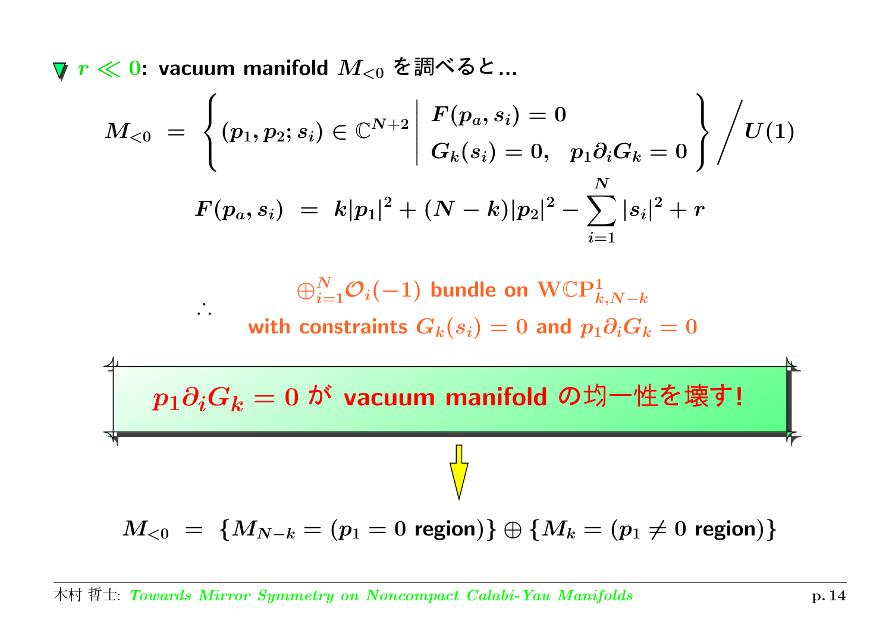▽ $r \ll 0$: **vacuum manifold $M_{<0}$ を調べると...**

$$M_{<0} \;=\; \left\{ (p_1, p_2; s_i) \in \mathbb{C}^{N+2} \;\middle|\; \begin{array}{l} F(p_a, s_i) = 0 \\ G_k(s_i) = 0, \quad p_1 \partial_i G_k = 0 \end{array} \right\} \Big/ U(1)$$

$$F(p_a, s_i) \;=\; k|p_1|^2 + (N-k)|p_2|^2 - \sum_{i=1}^{N} |s_i|^2 + r$$

$\therefore$ $\oplus_{i=1}^{N} \mathcal{O}_i(-1)$ **bundle on** $\mathrm{W}\mathbb{C}\mathrm{P}^1_{k,N-k}$
**with constraints** $G_k(s_i) = 0$ **and** $p_1 \partial_i G_k = 0$

**$p_1 \partial_i G_k = 0$ が vacuum manifold の均一性を壊す!**

⇓

$$M_{<0} \;=\; \{ M_{N-k} = (p_1 = 0 \text{ region}) \} \oplus \{ M_k = (p_1 \neq 0 \text{ region}) \}$$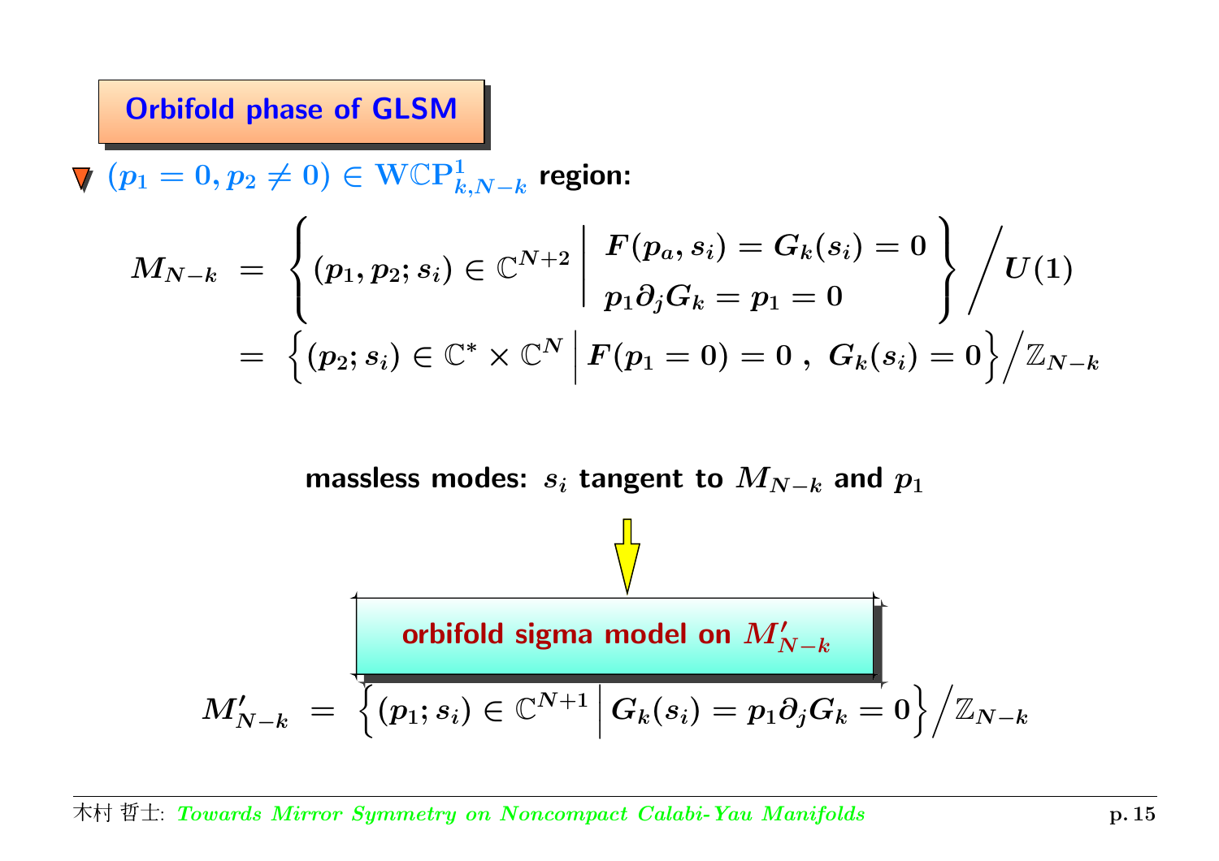## Orbifold phase of GLSM

- $(p_1 = 0, p_2 \neq 0) \in \mathbf{W}\mathbb{CP}^1_{k,N-k}$ **region:**

$$
\begin{aligned}
M_{N-k} &= \left\{ (p_1, p_2; s_i) \in \mathbb{C}^{N+2} \;\middle|\; \begin{array}{l} F(p_a, s_i) = G_k(s_i) = 0 \\ p_1 \partial_j G_k = p_1 = 0 \end{array} \right\} \Big/ U(1) \\
&= \left\{ (p_2; s_i) \in \mathbb{C}^* \times \mathbb{C}^N \;\middle|\; F(p_1 = 0) = 0 \,,\; G_k(s_i) = 0 \right\} \Big/ \mathbb{Z}_{N-k}
\end{aligned}
$$

**massless modes:** $s_i$ **tangent to** $M_{N-k}$ **and** $p_1$

⇓

**orbifold sigma model on** $M'_{N-k}$

$$
M'_{N-k} = \left\{ (p_1; s_i) \in \mathbb{C}^{N+1} \;\middle|\; G_k(s_i) = p_1 \partial_j G_k = 0 \right\} \Big/ \mathbb{Z}_{N-k}
$$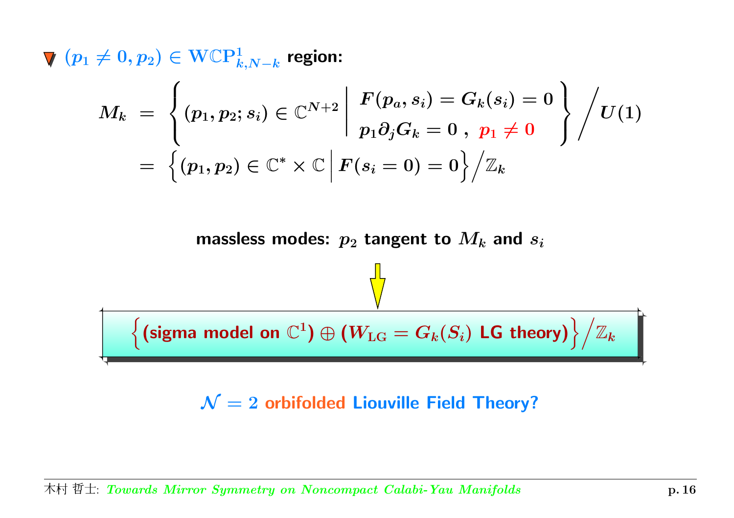### $(p_1 \neq 0, p_2) \in \mathbf{WCP}^1_{k,N-k}$ region:

$$
\begin{aligned}
M_k \;&=\; \left\{ (p_1, p_2; s_i) \in \mathbb{C}^{N+2} \;\middle|\; \begin{array}{l} F(p_a, s_i) = G_k(s_i) = 0 \\ p_1 \partial_j G_k = 0 \;,\; p_1 \neq 0 \end{array} \right\} \Big/ U(1) \\
&=\; \Big\{ (p_1, p_2) \in \mathbb{C}^* \times \mathbb{C} \;\Big|\; F(s_i = 0) = 0 \Big\} \Big/ \mathbb{Z}_k
\end{aligned}
$$

**massless modes: $p_2$ tangent to $M_k$ and $s_i$**

$$
\Big\{ \text{(sigma model on } \mathbb{C}^1) \oplus (W_{\rm LG} = G_k(S_i) \text{ LG theory)} \Big\} \Big/ \mathbb{Z}_k
$$

**$\mathcal{N} = 2$ orbifolded Liouville Field Theory?**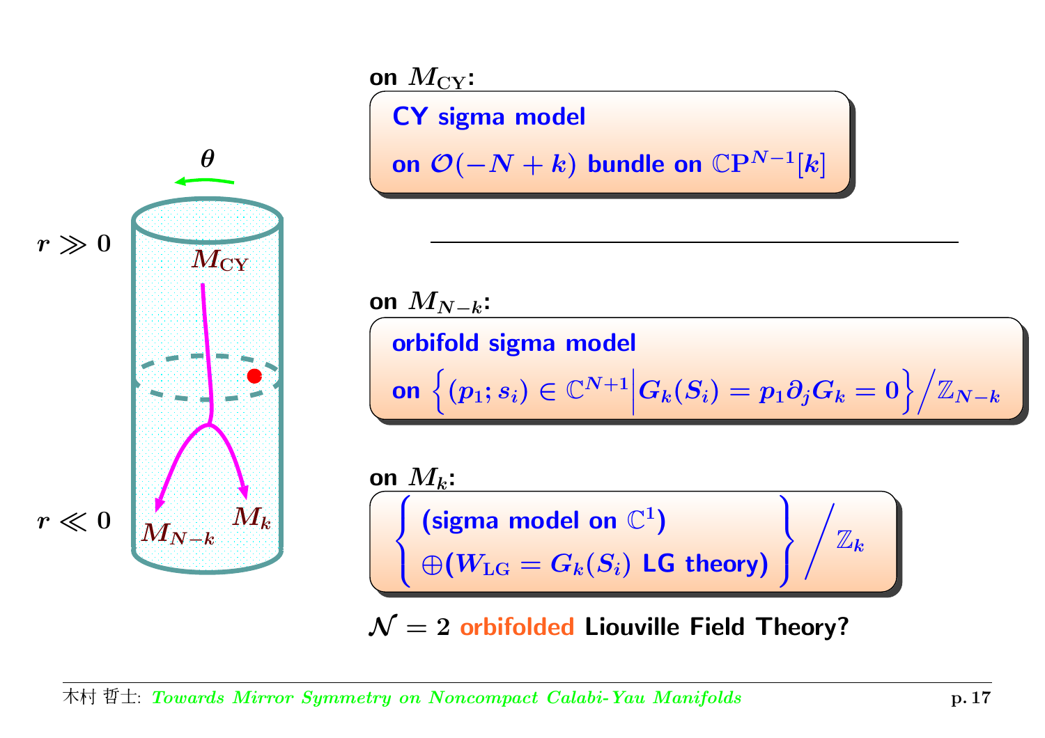on $M_{\mathrm{CY}}$:

**CY sigma model**

**on $\mathcal{O}(-N+k)$ bundle on $\mathbb{CP}^{N-1}[k]$**

---

on $M_{N-k}$:

**orbifold sigma model**

**on $\Big\{(p_1; s_i) \in \mathbb{C}^{N+1} \Big| G_k(S_i) = p_1 \partial_j G_k = 0\Big\} \Big/ \mathbb{Z}_{N-k}$**

on $M_k$:

$$\left\{ \begin{array}{l} \text{(sigma model on } \mathbb{C}^1) \\ \oplus (W_{\mathrm{LG}} = G_k(S_i) \text{ LG theory}) \end{array} \right\} \Big/ \mathbb{Z}_k$$

$\mathcal{N} = 2$ **orbifolded Liouville Field Theory?**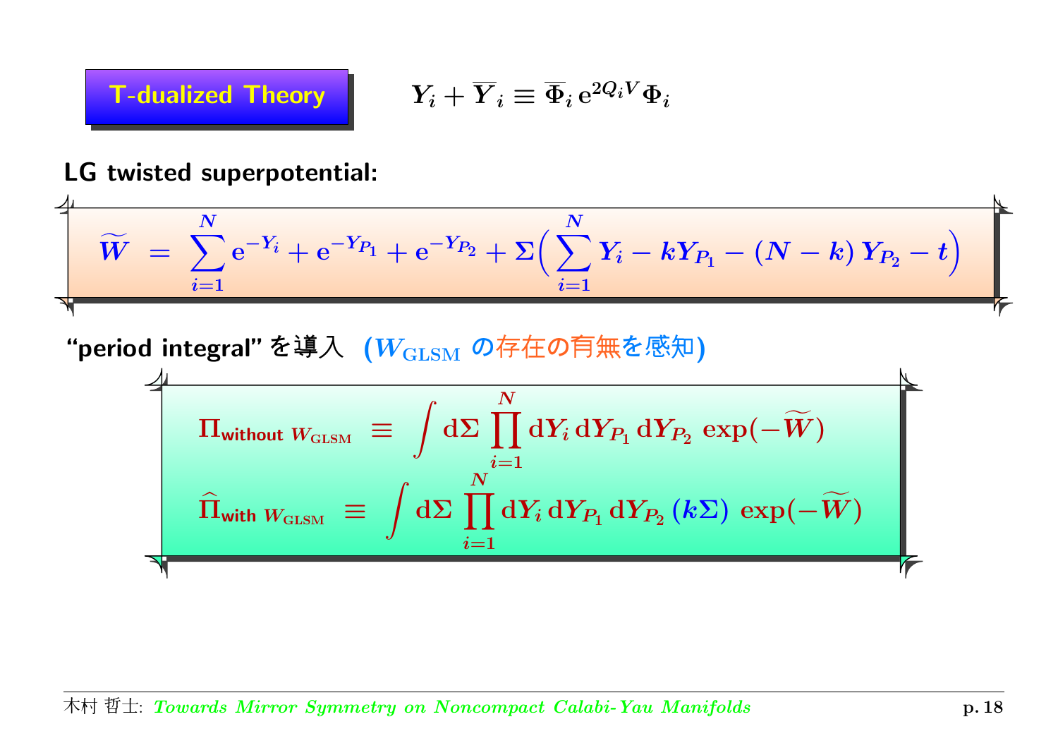## T-dualized Theory

$$Y_i + \overline{Y}_i \equiv \overline{\Phi}_i \, \mathrm{e}^{2Q_i V} \Phi_i$$

**LG twisted superpotential:**

$$\widetilde{W} \;=\; \sum_{i=1}^{N} \mathrm{e}^{-Y_i} + \mathrm{e}^{-Y_{P_1}} + \mathrm{e}^{-Y_{P_2}} + \Sigma \Big( \sum_{i=1}^{N} Y_i - k Y_{P_1} - (N-k) \, Y_{P_2} - t \Big)$$

**"period integral"** を導入 （$W_{\rm GLSM}$ の存在の有無を感知）

$$\Pi_{\text{without } W_{\rm GLSM}} \;\equiv\; \int \mathrm{d}\Sigma \prod_{i=1}^{N} \mathrm{d}Y_i \, \mathrm{d}Y_{P_1} \, \mathrm{d}Y_{P_2} \; \exp(-\widetilde{W})$$

$$\widehat{\Pi}_{\text{with } W_{\rm GLSM}} \;\equiv\; \int \mathrm{d}\Sigma \prod_{i=1}^{N} \mathrm{d}Y_i \, \mathrm{d}Y_{P_1} \, \mathrm{d}Y_{P_2} \, (k\Sigma) \; \exp(-\widetilde{W})$$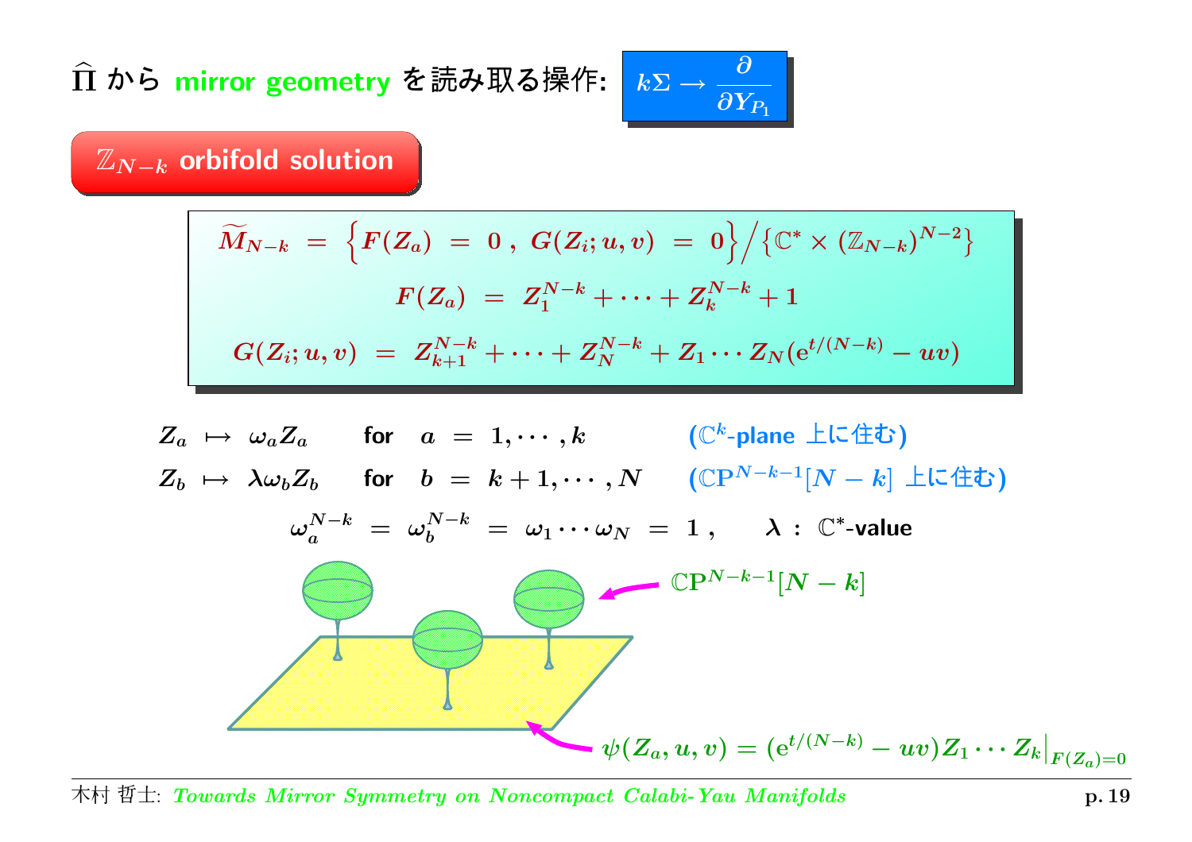## $\widehat{\Pi}$ から mirror geometry を読み取る操作: $k\Sigma \to \dfrac{\partial}{\partial Y_{P_1}}$

### $\mathbb{Z}_{N-k}$ orbifold solution

$$\widetilde{M}_{N-k} \;=\; \Big\{ F(Z_a) \;=\; 0\,,\; G(Z_i;u,v) \;=\; 0 \Big\} \Big/ \big\{ \mathbb{C}^* \times (\mathbb{Z}_{N-k})^{N-2} \big\}$$

$$F(Z_a) \;=\; Z_1^{N-k} + \cdots + Z_k^{N-k} + 1$$

$$G(Z_i;u,v) \;=\; Z_{k+1}^{N-k} + \cdots + Z_N^{N-k} + Z_1 \cdots Z_N (\mathrm{e}^{t/(N-k)} - uv)$$

$Z_a \;\mapsto\; \omega_a Z_a$ for $a \;=\; 1, \cdots, k$ ($\mathbb{C}^k$-plane 上に住む)

$Z_b \;\mapsto\; \lambda \omega_b Z_b$ for $b \;=\; k+1, \cdots, N$ ($\mathbb{CP}^{N-k-1}[N-k]$ 上に住む)

$$\omega_a^{N-k} \;=\; \omega_b^{N-k} \;=\; \omega_1 \cdots \omega_N \;=\; 1\,, \qquad \lambda \;:\; \mathbb{C}^*\text{-value}$$

$\mathbb{CP}^{N-k-1}[N-k]$

$\psi(Z_a,u,v) = (\mathrm{e}^{t/(N-k)} - uv) Z_1 \cdots Z_k \big|_{F(Z_a)=0}$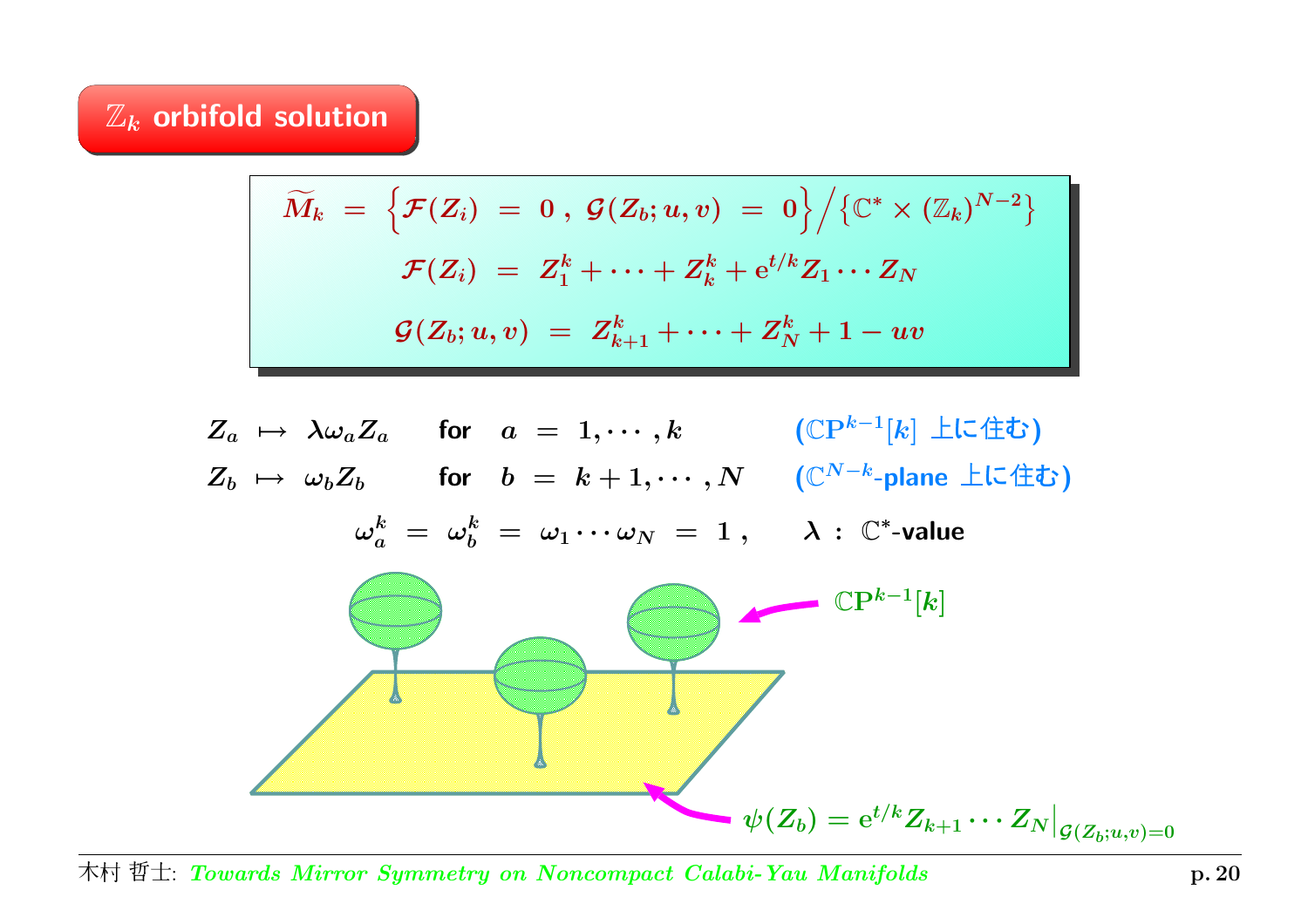## $\mathbb{Z}_k$ orbifold solution

$$
\widetilde{M}_k = \Big\{ \mathcal{F}(Z_i) = 0 \,,\ \mathcal{G}(Z_b; u, v) = 0 \Big\} \Big/ \big\{ \mathbb{C}^* \times (\mathbb{Z}_k)^{N-2} \big\}
$$

$$
\mathcal{F}(Z_i) = Z_1^k + \cdots + Z_k^k + \mathrm{e}^{t/k} Z_1 \cdots Z_N
$$

$$
\mathcal{G}(Z_b; u, v) = Z_{k+1}^k + \cdots + Z_N^k + 1 - uv
$$

$$
Z_a \mapsto \lambda \omega_a Z_a \quad \text{for} \quad a = 1, \cdots, k \qquad (\mathbb{C}\mathrm{P}^{k-1}[k] \text{ 上に住む})
$$

$$
Z_b \mapsto \omega_b Z_b \quad \text{for} \quad b = k+1, \cdots, N \qquad (\mathbb{C}^{N-k}\text{-plane 上に住む})
$$

$$
\omega_a^k = \omega_b^k = \omega_1 \cdots \omega_N = 1 \,, \qquad \lambda : \mathbb{C}^*\text{-value}
$$

$\mathbb{C}\mathrm{P}^{k-1}[k]$

$\psi(Z_b) = \mathrm{e}^{t/k} Z_{k+1} \cdots Z_N \big|_{\mathcal{G}(Z_b; u,v)=0}$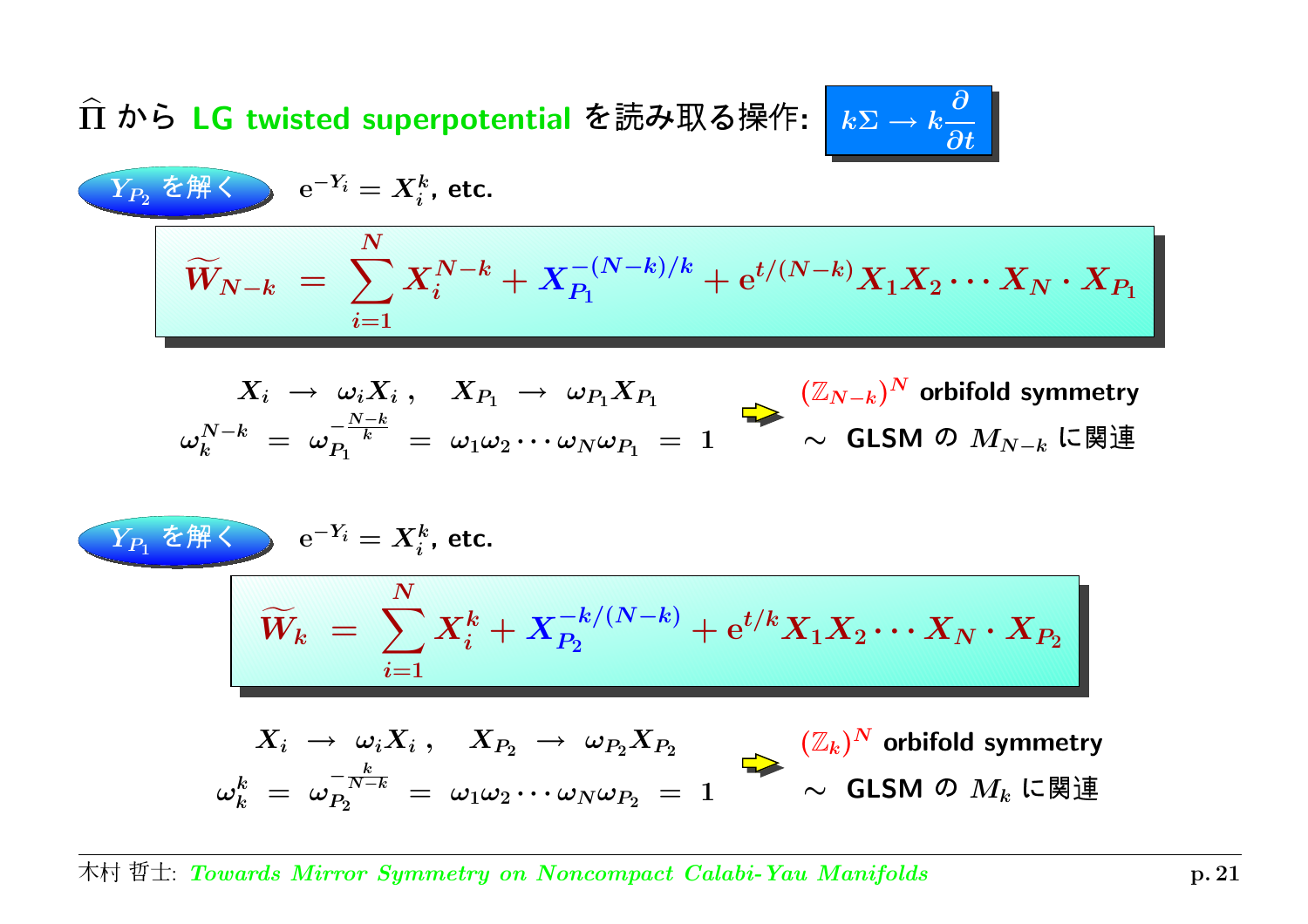## $\widehat{\Pi}$ から LG twisted superpotential を読み取る操作: $k\Sigma \to k\dfrac{\partial}{\partial t}$

**$Y_{P_2}$ を解く** $\quad \mathrm{e}^{-Y_i} = X_i^k$, etc.

$$\widetilde{W}_{N-k} = \sum_{i=1}^{N} X_i^{N-k} + X_{P_1}^{-(N-k)/k} + \mathrm{e}^{t/(N-k)} X_1 X_2 \cdots X_N \cdot X_{P_1}$$

$$X_i \to \omega_i X_i \,, \quad X_{P_1} \to \omega_{P_1} X_{P_1}$$

$$\omega_k^{N-k} = \omega_{P_1}^{-\frac{N-k}{k}} = \omega_1 \omega_2 \cdots \omega_N \omega_{P_1} = 1$$

⇒ $(\mathbb{Z}_{N-k})^N$ orbifold symmetry $\sim$ GLSM の $M_{N-k}$ に関連

**$Y_{P_1}$ を解く** $\quad \mathrm{e}^{-Y_i} = X_i^k$, etc.

$$\widetilde{W}_{k} = \sum_{i=1}^{N} X_i^{k} + X_{P_2}^{-k/(N-k)} + \mathrm{e}^{t/k} X_1 X_2 \cdots X_N \cdot X_{P_2}$$

$$X_i \to \omega_i X_i \,, \quad X_{P_2} \to \omega_{P_2} X_{P_2}$$

$$\omega_k^{k} = \omega_{P_2}^{-\frac{k}{N-k}} = \omega_1 \omega_2 \cdots \omega_N \omega_{P_2} = 1$$

⇒ $(\mathbb{Z}_{k})^N$ orbifold symmetry $\sim$ GLSM の $M_{k}$ に関連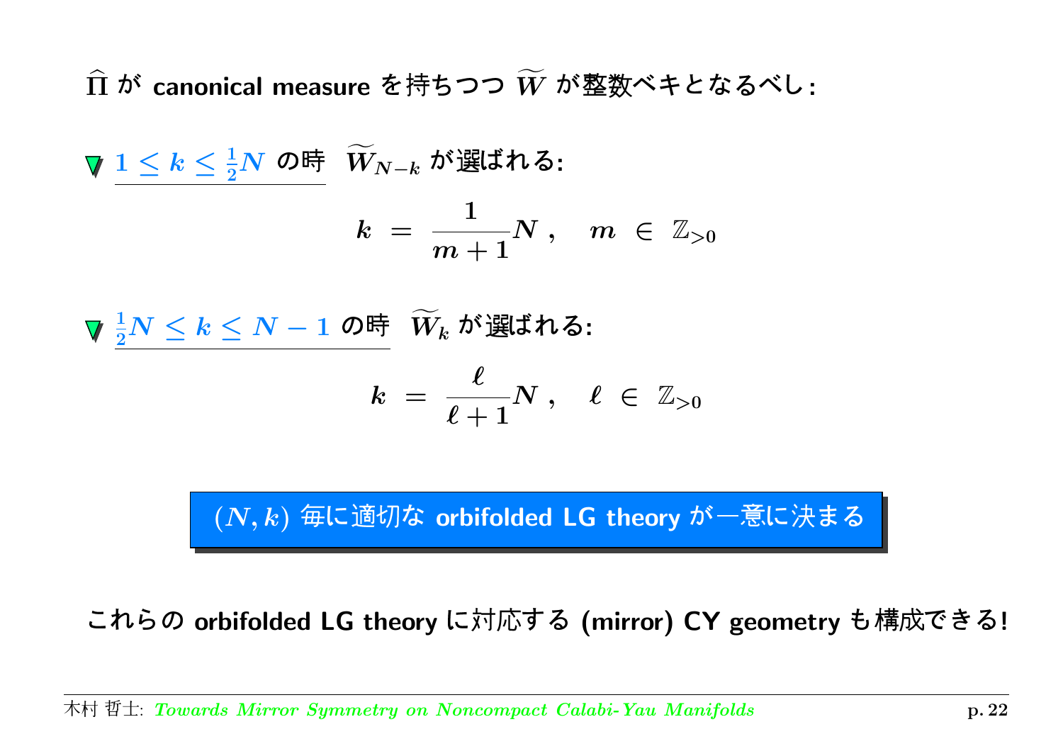$\widehat{\Pi}$ が canonical measure を持ちつつ $\widetilde{W}$ が整数ベキとなるべし:

- $1 \leq k \leq \frac{1}{2}N$ の時 $\widetilde{W}_{N-k}$ が選ばれる:

$$k = \frac{1}{m+1}N , \quad m \in \mathbb{Z}_{>0}$$

- $\frac{1}{2}N \leq k \leq N-1$ の時 $\widetilde{W}_{k}$ が選ばれる:

$$k = \frac{\ell}{\ell+1}N , \quad \ell \in \mathbb{Z}_{>0}$$

**$(N, k)$ 毎に適切な orbifolded LG theory が一意に決まる**

これらの orbifolded LG theory に対応する (mirror) CY geometry も構成できる!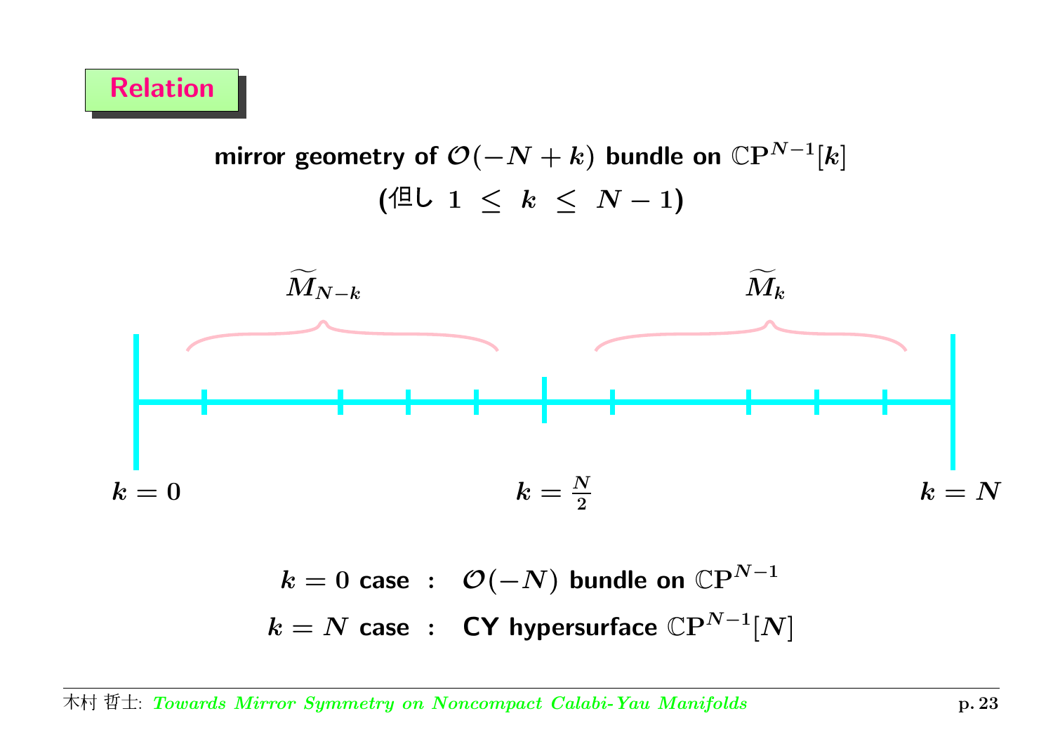## Relation

**mirror geometry of $\mathcal{O}(-N+k)$ bundle on $\mathbb{CP}^{N-1}[k]$**

**(但し $1 \leq k \leq N-1$)**

$\widetilde{M}_{N-k}$ $\qquad\qquad$ $\widetilde{M}_k$

$k=0$ $\qquad\qquad$ $k=\frac{N}{2}$ $\qquad\qquad$ $k=N$

$k=0$ **case :** $\mathcal{O}(-N)$ **bundle on** $\mathbb{CP}^{N-1}$

$k=N$ **case :** **CY hypersurface** $\mathbb{CP}^{N-1}[N]$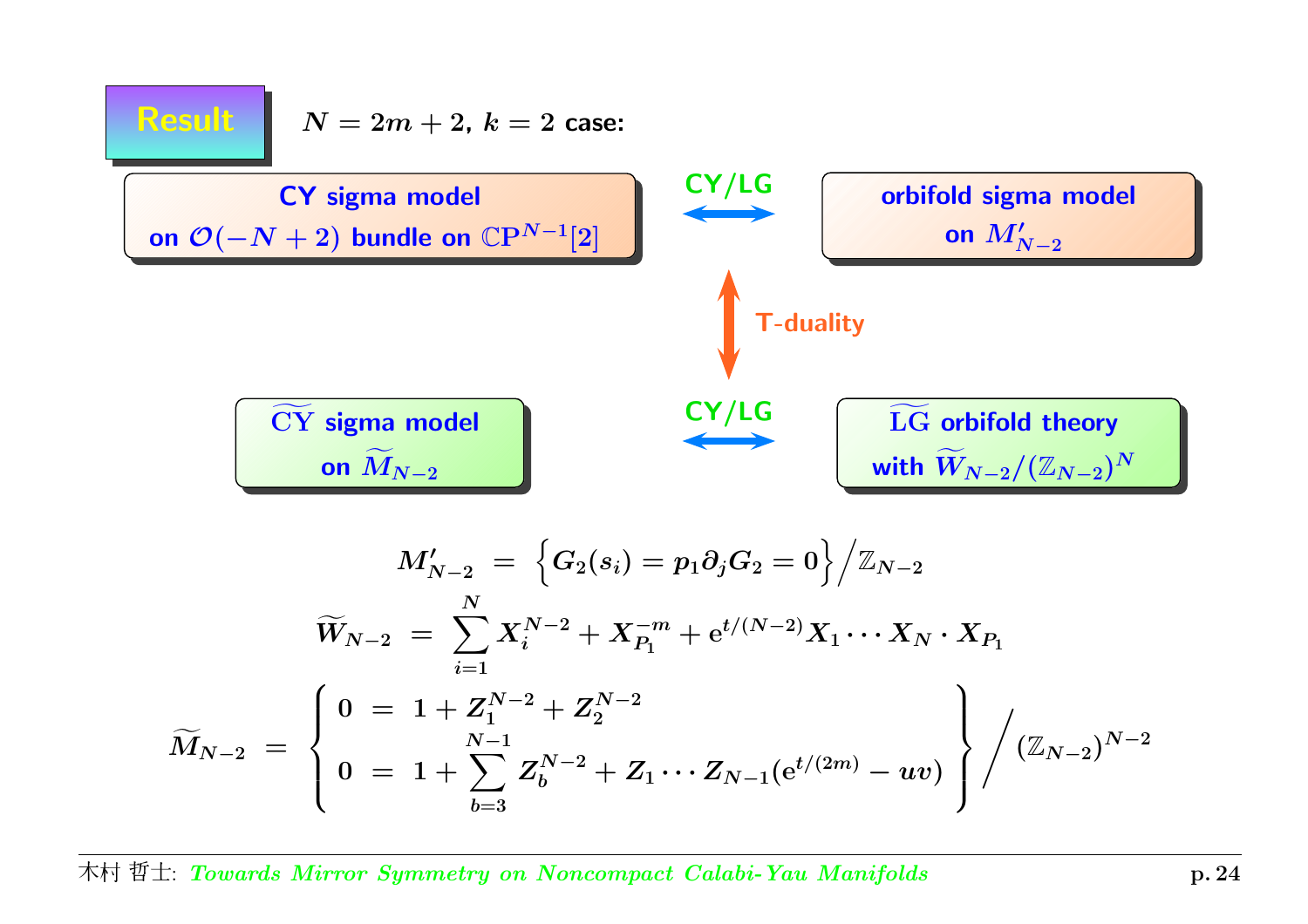## Result

$N = 2m+2$, $k = 2$ case:

**CY sigma model on $\mathcal{O}(-N+2)$ bundle on $\mathbb{CP}^{N-1}[2]$** ⟷ (CY/LG) ⟷ **orbifold sigma model on $M'_{N-2}$**

↕ T-duality

**$\widetilde{\text{CY}}$ sigma model on $\widetilde{M}_{N-2}$** ⟷ (CY/LG) ⟷ **$\widetilde{\text{LG}}$ orbifold theory with $\widetilde{W}_{N-2}/(\mathbb{Z}_{N-2})^N$**

$$
M'_{N-2} \ = \ \Big\{ G_2(s_i) = p_1 \partial_j G_2 = 0 \Big\} \Big/ \mathbb{Z}_{N-2}
$$

$$
\widetilde{W}_{N-2} \ = \ \sum_{i=1}^{N} X_i^{N-2} + X_{P_1}^{-m} + \mathrm{e}^{t/(N-2)} X_1 \cdots X_N \cdot X_{P_1}
$$

$$
\widetilde{M}_{N-2} \ = \ \left\{ \begin{aligned} 0 \ &= \ 1 + Z_1^{N-2} + Z_2^{N-2} \\ 0 \ &= \ 1 + \sum_{b=3}^{N-1} Z_b^{N-2} + Z_1 \cdots Z_{N-1} (\mathrm{e}^{t/(2m)} - uv) \end{aligned} \right\} \Big/ (\mathbb{Z}_{N-2})^{N-2}
$$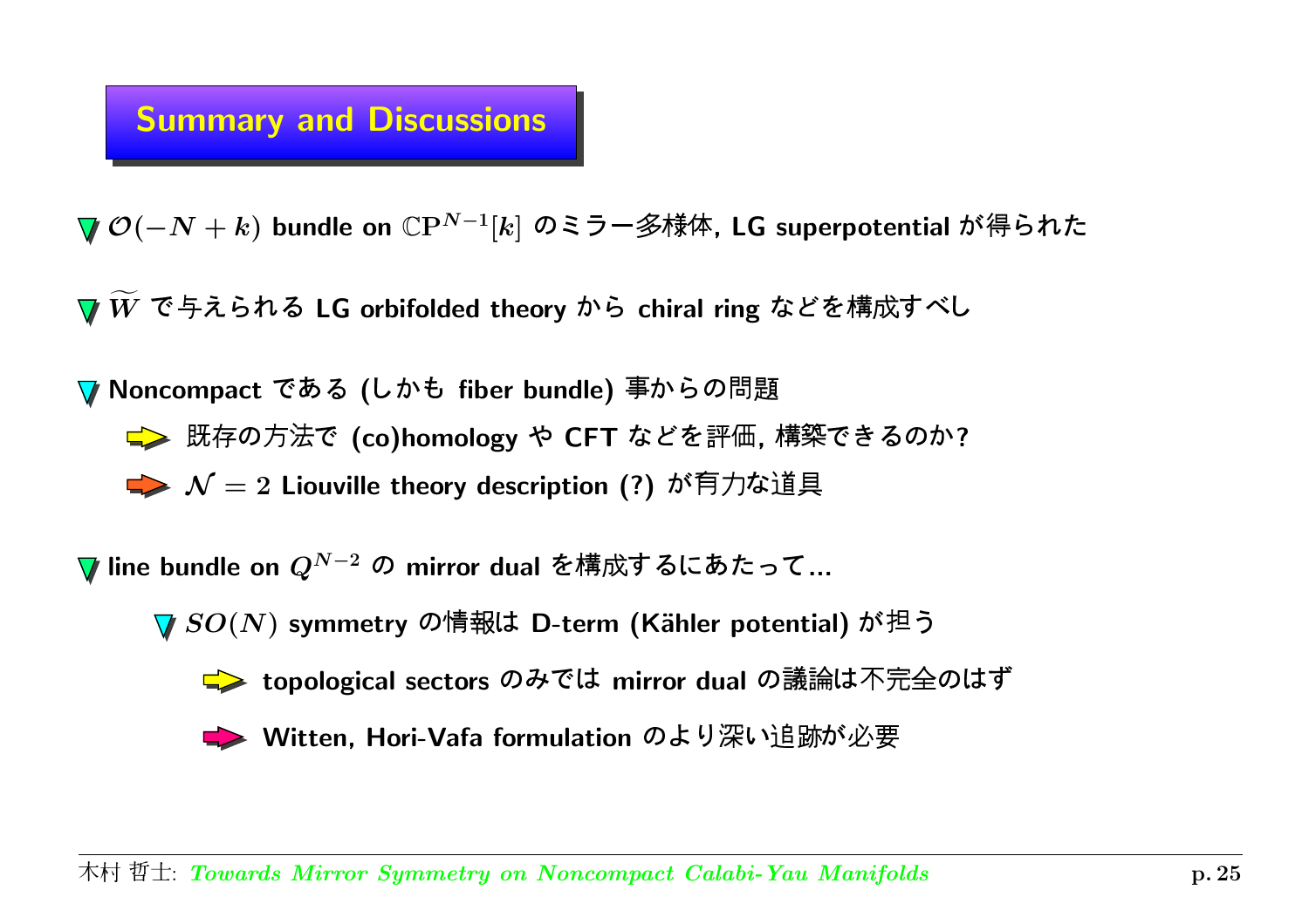## Summary and Discussions

- $\mathcal{O}(-N+k)$ bundle on $\mathbb{CP}^{N-1}[k]$ のミラー多様体, LG superpotential が得られた

- $\widetilde{W}$ で与えられる LG orbifolded theory から chiral ring などを構成すべし

- Noncompact である (しかも fiber bundle) 事からの問題
  - 既存の方法で (co)homology や CFT などを評価, 構築できるのか?
  - $\mathcal{N}=2$ Liouville theory description (?) が有力な道具

- line bundle on $Q^{N-2}$ の mirror dual を構成するにあたって...
  - $SO(N)$ symmetry の情報は D-term (Kähler potential) が担う
    - topological sectors のみでは mirror dual の議論は不完全のはず
    - Witten, Hori-Vafa formulation のより深い追跡が必要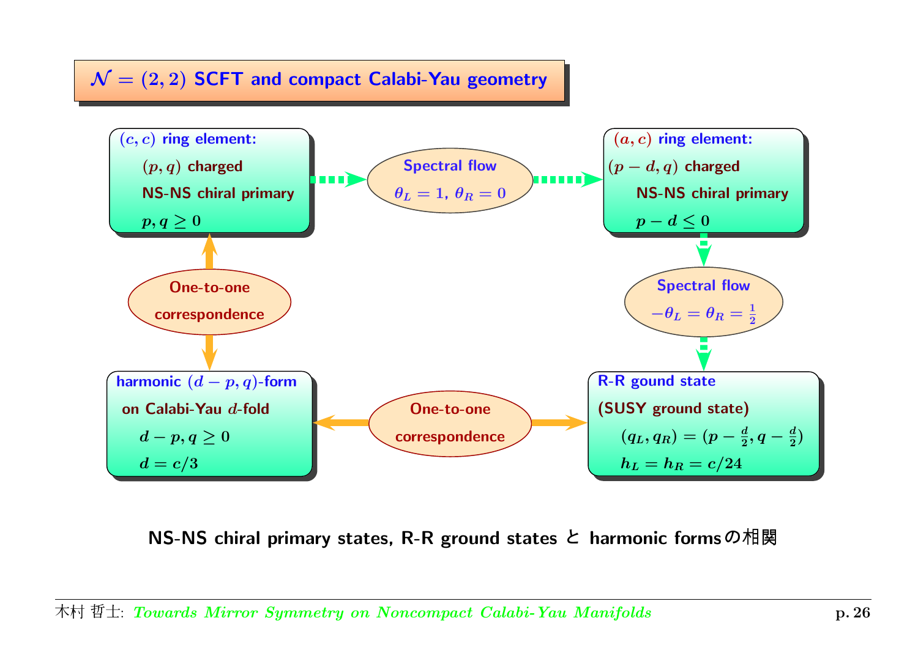## $\mathcal{N} = (2,2)$ SCFT and compact Calabi-Yau geometry

**$(c,c)$ ring element:**
$(p,q)$ charged
NS-NS chiral primary
$p, q \geq 0$

→ **Spectral flow** $\theta_L = 1$, $\theta_R = 0$ →

**$(a,c)$ ring element:**
$(p-d, q)$ charged
NS-NS chiral primary
$p - d \leq 0$

↓ **Spectral flow** $-\theta_L = \theta_R = \frac{1}{2}$ ↓

**R-R gound state**
**(SUSY ground state)**
$(q_L, q_R) = (p - \frac{d}{2}, q - \frac{d}{2})$
$h_L = h_R = c/24$

↔ **One-to-one correspondence** ↔

**harmonic $(d-p, q)$-form**
on Calabi-Yau $d$-fold
$d - p, q \geq 0$
$d = c/3$

↕ **One-to-one correspondence** ↕ **$(c,c)$ ring element**

**NS-NS chiral primary states, R-R ground states と harmonic formsの相関**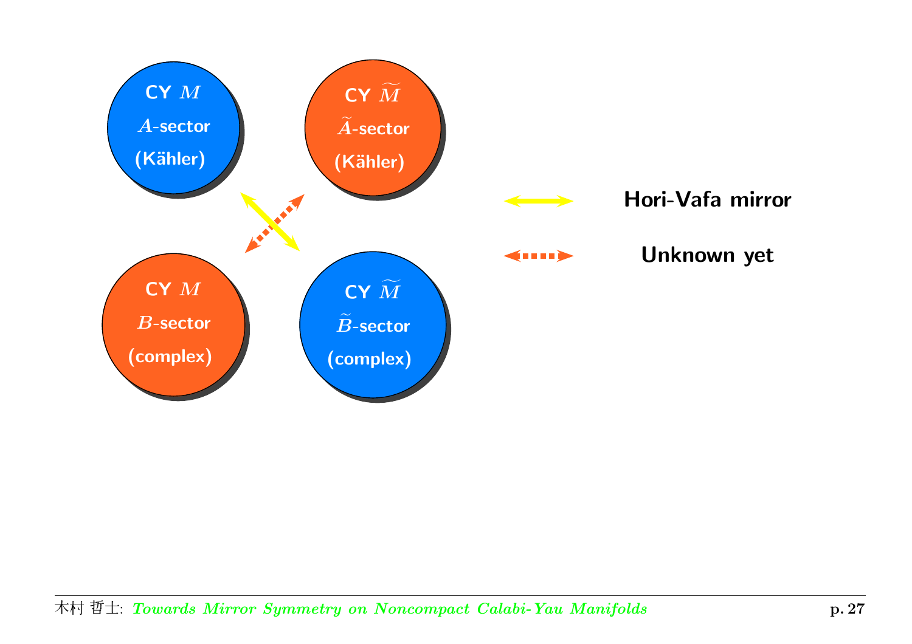CY $M$

$A$-sector

(Kähler)

CY $\widetilde{M}$

$\widetilde{A}$-sector

(Kähler)

CY $M$

$B$-sector

(complex)

CY $\widetilde{M}$

$\widetilde{B}$-sector

(complex)

Hori-Vafa mirror

Unknown yet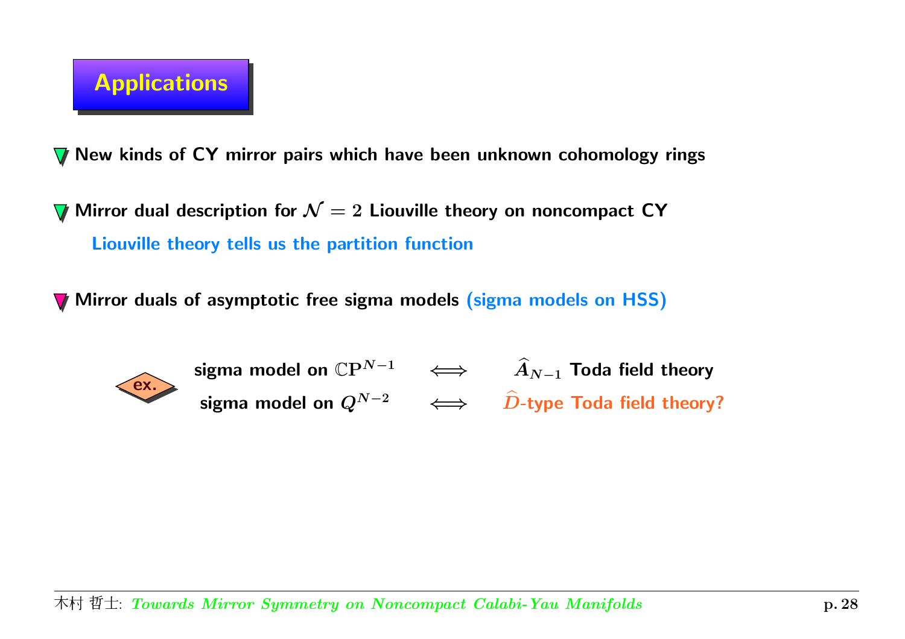# Applications

- New kinds of CY mirror pairs which have been unknown cohomology rings

- Mirror dual description for $\mathcal{N} = 2$ Liouville theory on noncompact CY

  Liouville theory tells us the partition function

- Mirror duals of asymptotic free sigma models (sigma models on HSS)

ex.

| | | |
|---|---|---|
| sigma model on $\mathbb{C}\mathrm{P}^{N-1}$ | $\Longleftrightarrow$ | $\widehat{A}_{N-1}$ Toda field theory |
| sigma model on $Q^{N-2}$ | $\Longleftrightarrow$ | $\widehat{D}$-type Toda field theory? |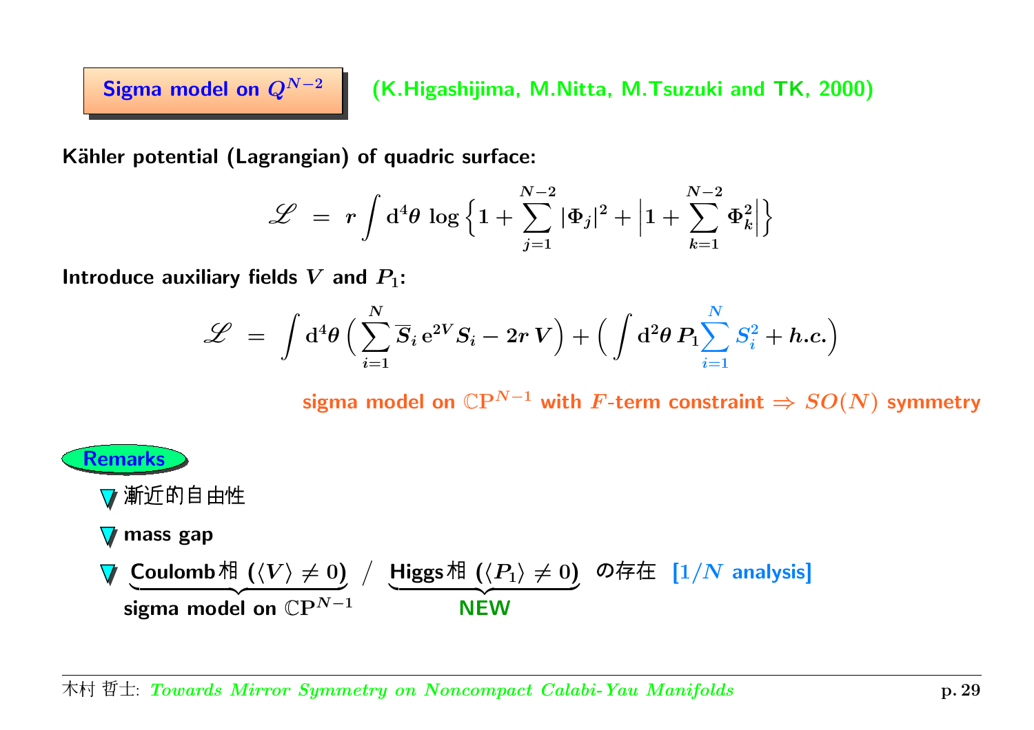## Sigma model on $Q^{N-2}$

(K.Higashijima, M.Nitta, M.Tsuzuki and TK, 2000)

**Kähler potential (Lagrangian) of quadric surface:**

$$\mathscr{L} \ = \ r \int \mathrm{d}^4\theta \ \log \Big\{ 1 + \sum_{j=1}^{N-2} |\Phi_j|^2 + \Big| 1 + \sum_{k=1}^{N-2} \Phi_k^2 \Big| \Big\}$$

**Introduce auxiliary fields $V$ and $P_1$:**

$$\mathscr{L} \ = \ \int \mathrm{d}^4\theta \Big( \sum_{i=1}^{N} \overline{S}_i \, \mathrm{e}^{2V} S_i - 2r\, V \Big) + \Big( \int \mathrm{d}^2\theta \, P_1 \sum_{i=1}^{N} S_i^2 + h.c. \Big)$$

sigma model on $\mathbb{CP}^{N-1}$ with $F$-term constraint $\Rightarrow$ $SO(N)$ symmetry

**Remarks**

- 漸近的自由性
- mass gap
- Coulomb相 ($\langle V \rangle \neq 0$) [sigma model on $\mathbb{CP}^{N-1}$] / Higgs相 ($\langle P_1 \rangle \neq 0$) [NEW] の存在 [$1/N$ analysis]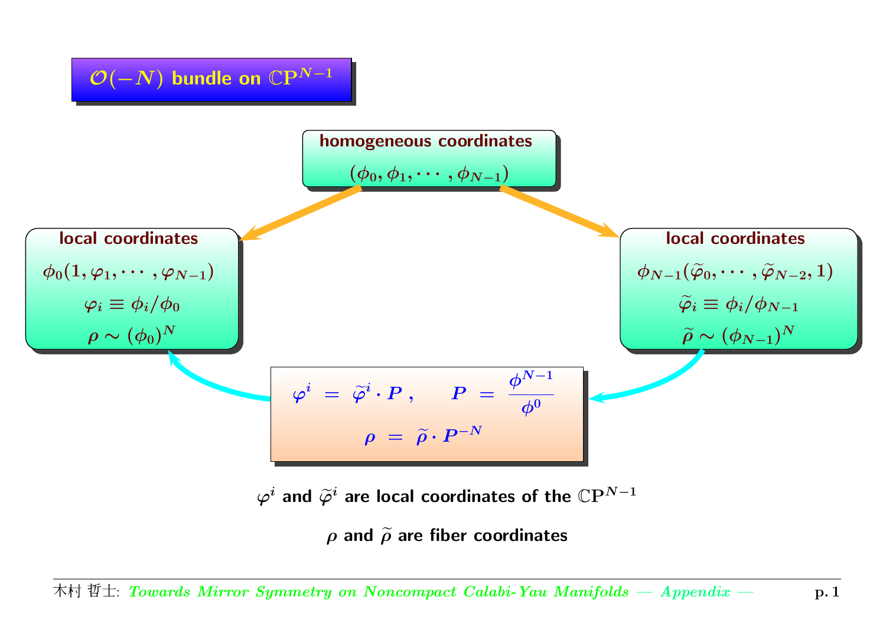# $\mathcal{O}(-N)$ bundle on $\mathbb{CP}^{N-1}$

**homogeneous coordinates**

$$(\phi_0, \phi_1, \cdots, \phi_{N-1})$$

**local coordinates**

$$\phi_0(1, \varphi_1, \cdots, \varphi_{N-1})$$

$$\varphi_i \equiv \phi_i / \phi_0$$

$$\rho \sim (\phi_0)^N$$

**local coordinates**

$$\phi_{N-1}(\widetilde{\varphi}_0, \cdots, \widetilde{\varphi}_{N-2}, 1)$$

$$\widetilde{\varphi}_i \equiv \phi_i / \phi_{N-1}$$

$$\widetilde{\rho} \sim (\phi_{N-1})^N$$

$$\varphi^i = \widetilde{\varphi}^i \cdot P \,, \qquad P = \frac{\phi^{N-1}}{\phi^0}$$

$$\rho = \widetilde{\rho} \cdot P^{-N}$$

$\varphi^i$ and $\widetilde{\varphi}^i$ are local coordinates of the $\mathbb{CP}^{N-1}$

$\rho$ and $\widetilde{\rho}$ are fiber coordinates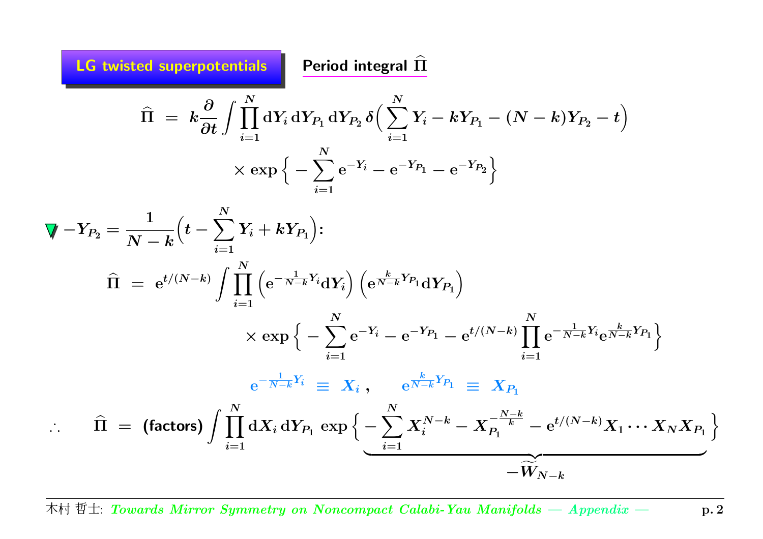## LG twisted superpotentials

**Period integral $\widehat{\Pi}$**

$$\widehat{\Pi} \;=\; k\frac{\partial}{\partial t}\int \prod_{i=1}^{N} \mathrm{d}Y_i\, \mathrm{d}Y_{P_1}\, \mathrm{d}Y_{P_2}\, \delta\Big(\sum_{i=1}^{N} Y_i - kY_{P_1} - (N-k)Y_{P_2} - t\Big)$$

$$\times \exp\Big\{ -\sum_{i=1}^{N} \mathrm{e}^{-Y_i} - \mathrm{e}^{-Y_{P_1}} - \mathrm{e}^{-Y_{P_2}} \Big\}$$

$-Y_{P_2} = \dfrac{1}{N-k}\Big(t - \sum_{i=1}^{N} Y_i + kY_{P_1}\Big)$:

$$\widehat{\Pi} \;=\; \mathrm{e}^{t/(N-k)} \int \prod_{i=1}^{N} \Big(\mathrm{e}^{-\frac{1}{N-k}Y_i}\mathrm{d}Y_i\Big)\Big(\mathrm{e}^{\frac{k}{N-k}Y_{P_1}}\mathrm{d}Y_{P_1}\Big)$$

$$\times \exp\Big\{ -\sum_{i=1}^{N} \mathrm{e}^{-Y_i} - \mathrm{e}^{-Y_{P_1}} - \mathrm{e}^{t/(N-k)}\prod_{i=1}^{N} \mathrm{e}^{-\frac{1}{N-k}Y_i}\mathrm{e}^{\frac{k}{N-k}Y_{P_1}} \Big\}$$

$$\mathrm{e}^{-\frac{1}{N-k}Y_i} \;\equiv\; X_i\,, \qquad \mathrm{e}^{\frac{k}{N-k}Y_{P_1}} \;\equiv\; X_{P_1}$$

$$\therefore \qquad \widehat{\Pi} \;=\; \text{(factors)} \int \prod_{i=1}^{N} \mathrm{d}X_i\, \mathrm{d}Y_{P_1}\, \exp\Big\{ \underbrace{-\sum_{i=1}^{N} X_i^{N-k} - X_{P_1}^{-\frac{N-k}{k}} - \mathrm{e}^{t/(N-k)} X_1 \cdots X_N X_{P_1}}_{-\widetilde{W}_{N-k}} \Big\}$$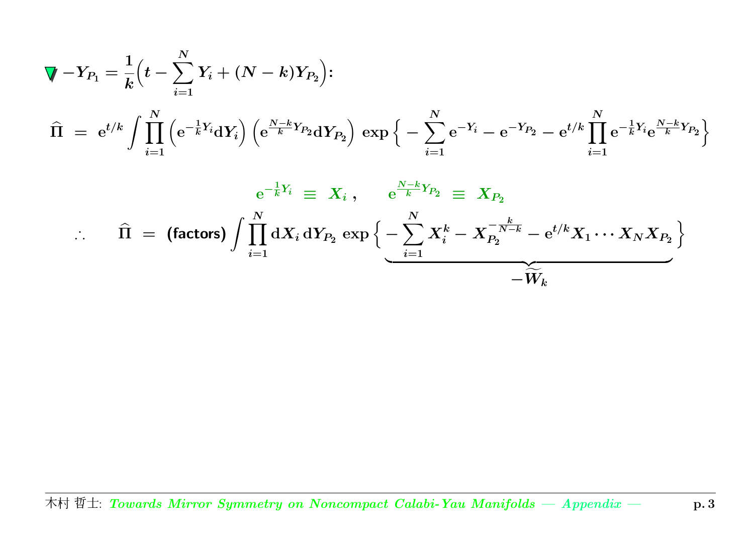▼ $-Y_{P_1} = \frac{1}{k}\Big(t - \sum_{i=1}^{N} Y_i + (N-k) Y_{P_2}\Big)$:

$$\widehat{\Pi} \;=\; \mathrm{e}^{t/k} \int \prod_{i=1}^{N} \Big( \mathrm{e}^{-\frac{1}{k} Y_i} \mathrm{d} Y_i \Big) \Big( \mathrm{e}^{\frac{N-k}{k} Y_{P_2}} \mathrm{d} Y_{P_2} \Big) \, \exp \Big\{ - \sum_{i=1}^{N} \mathrm{e}^{-Y_i} - \mathrm{e}^{-Y_{P_2}} - \mathrm{e}^{t/k} \prod_{i=1}^{N} \mathrm{e}^{-\frac{1}{k} Y_i} \mathrm{e}^{\frac{N-k}{k} Y_{P_2}} \Big\}$$

$$\mathrm{e}^{-\frac{1}{k} Y_i} \;\equiv\; X_i \,, \qquad \mathrm{e}^{\frac{N-k}{k} Y_{P_2}} \;\equiv\; X_{P_2}$$

$$\therefore \qquad \widehat{\Pi} \;=\; \text{(factors)} \int \prod_{i=1}^{N} \mathrm{d} X_i \, \mathrm{d} Y_{P_2} \, \exp \Big\{ \underbrace{- \sum_{i=1}^{N} X_i^k - X_{P_2}^{-\frac{k}{N-k}} - \mathrm{e}^{t/k} X_1 \cdots X_N X_{P_2}}_{-\widetilde{W}_k} \Big\}$$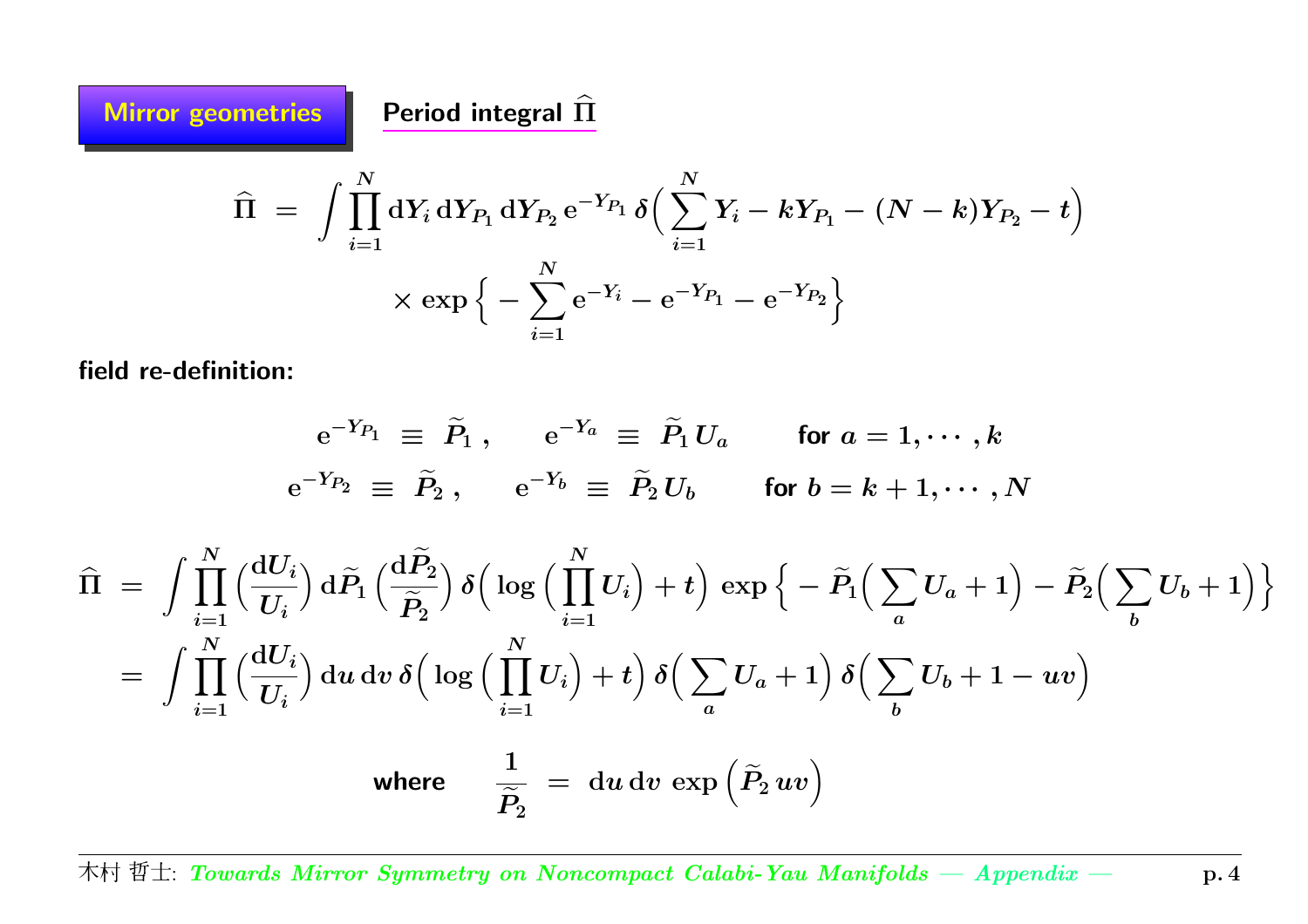**Mirror geometries** — **Period integral $\widehat{\Pi}$**

$$
\widehat{\Pi} \;=\; \int \prod_{i=1}^{N} \mathrm{d}Y_i \, \mathrm{d}Y_{P_1} \, \mathrm{d}Y_{P_2} \, \mathrm{e}^{-Y_{P_1}} \, \delta\Big( \sum_{i=1}^{N} Y_i - k Y_{P_1} - (N-k) Y_{P_2} - t \Big)
$$
$$
\times \exp\Big\{ - \sum_{i=1}^{N} \mathrm{e}^{-Y_i} - \mathrm{e}^{-Y_{P_1}} - \mathrm{e}^{-Y_{P_2}} \Big\}
$$

**field re-definition:**

$$
\mathrm{e}^{-Y_{P_1}} \;\equiv\; \widetilde{P}_1 \, , \qquad \mathrm{e}^{-Y_a} \;\equiv\; \widetilde{P}_1 \, U_a \qquad \text{for } a = 1, \cdots, k
$$
$$
\mathrm{e}^{-Y_{P_2}} \;\equiv\; \widetilde{P}_2 \, , \qquad \mathrm{e}^{-Y_b} \;\equiv\; \widetilde{P}_2 \, U_b \qquad \text{for } b = k+1, \cdots, N
$$

$$
\begin{aligned}
\widehat{\Pi} \;&=\; \int \prod_{i=1}^{N} \Big( \frac{\mathrm{d}U_i}{U_i} \Big) \, \mathrm{d}\widetilde{P}_1 \Big( \frac{\mathrm{d}\widetilde{P}_2}{\widetilde{P}_2} \Big) \, \delta\Big( \log\Big( \prod_{i=1}^{N} U_i \Big) + t \Big) \, \exp\Big\{ - \widetilde{P}_1 \Big( \sum_a U_a + 1 \Big) - \widetilde{P}_2 \Big( \sum_b U_b + 1 \Big) \Big\} \\
&=\; \int \prod_{i=1}^{N} \Big( \frac{\mathrm{d}U_i}{U_i} \Big) \, \mathrm{d}u \, \mathrm{d}v \, \delta\Big( \log\Big( \prod_{i=1}^{N} U_i \Big) + t \Big) \, \delta\Big( \sum_a U_a + 1 \Big) \, \delta\Big( \sum_b U_b + 1 - uv \Big)
\end{aligned}
$$

$$
\text{where} \qquad \frac{1}{\widetilde{P}_2} \;=\; \mathrm{d}u \, \mathrm{d}v \, \exp\Big( \widetilde{P}_2 \, uv \Big)
$$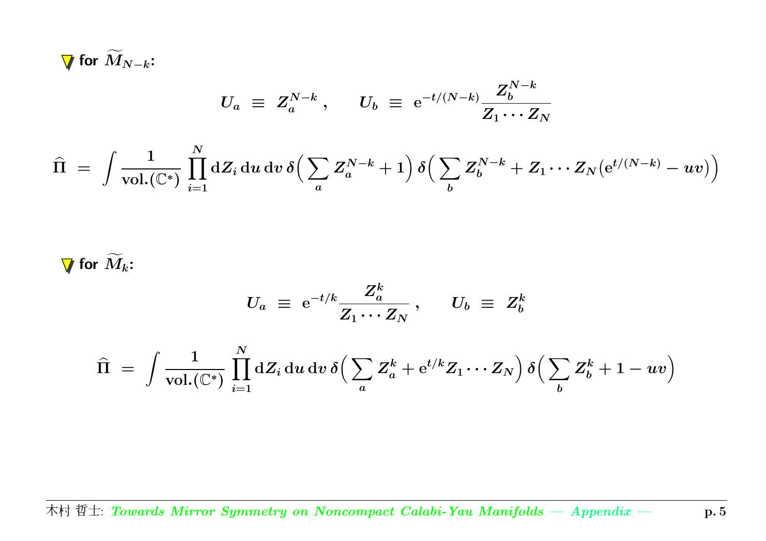**for $\widetilde{M}_{N-k}$:**

$$U_a \;\equiv\; Z_a^{N-k} \,, \qquad U_b \;\equiv\; \mathrm{e}^{-t/(N-k)} \frac{Z_b^{N-k}}{Z_1 \cdots Z_N}$$

$$\widehat{\Pi} \;=\; \int \frac{1}{\mathrm{vol.}(\mathbb{C}^*)} \prod_{i=1}^{N} \mathrm{d}Z_i \, \mathrm{d}u \, \mathrm{d}v \, \delta\Big( \sum_a Z_a^{N-k} + 1 \Big) \, \delta\Big( \sum_b Z_b^{N-k} + Z_1 \cdots Z_N \big( \mathrm{e}^{t/(N-k)} - uv \big) \Big)$$

**for $\widetilde{M}_k$:**

$$U_a \;\equiv\; \mathrm{e}^{-t/k} \frac{Z_a^k}{Z_1 \cdots Z_N} \,, \qquad U_b \;\equiv\; Z_b^k$$

$$\widehat{\Pi} \;=\; \int \frac{1}{\mathrm{vol.}(\mathbb{C}^*)} \prod_{i=1}^{N} \mathrm{d}Z_i \, \mathrm{d}u \, \mathrm{d}v \, \delta\Big( \sum_a Z_a^k + \mathrm{e}^{t/k} Z_1 \cdots Z_N \Big) \, \delta\Big( \sum_b Z_b^k + 1 - uv \Big)$$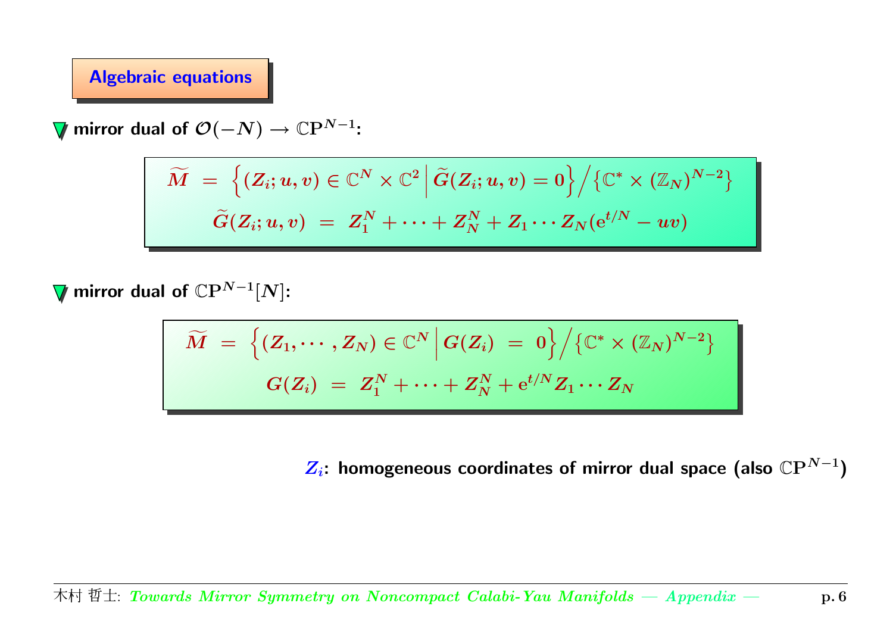## Algebraic equations

- mirror dual of $\mathcal{O}(-N) \to \mathbb{CP}^{N-1}$:

$$\widetilde{M} \ = \ \Big\{ (Z_i; u, v) \in \mathbb{C}^N \times \mathbb{C}^2 \, \Big| \, \widetilde{G}(Z_i; u, v) = 0 \Big\} \Big/ \big\{ \mathbb{C}^* \times (\mathbb{Z}_N)^{N-2} \big\}$$

$$\widetilde{G}(Z_i; u, v) \ = \ Z_1^N + \cdots + Z_N^N + Z_1 \cdots Z_N (\mathrm{e}^{t/N} - uv)$$

- mirror dual of $\mathbb{CP}^{N-1}[N]$:

$$\widetilde{M} \ = \ \Big\{ (Z_1, \cdots, Z_N) \in \mathbb{C}^N \, \Big| \, G(Z_i) \ = \ 0 \Big\} \Big/ \big\{ \mathbb{C}^* \times (\mathbb{Z}_N)^{N-2} \big\}$$

$$G(Z_i) \ = \ Z_1^N + \cdots + Z_N^N + \mathrm{e}^{t/N} Z_1 \cdots Z_N$$

$Z_i$: homogeneous coordinates of mirror dual space (also $\mathbb{CP}^{N-1}$)